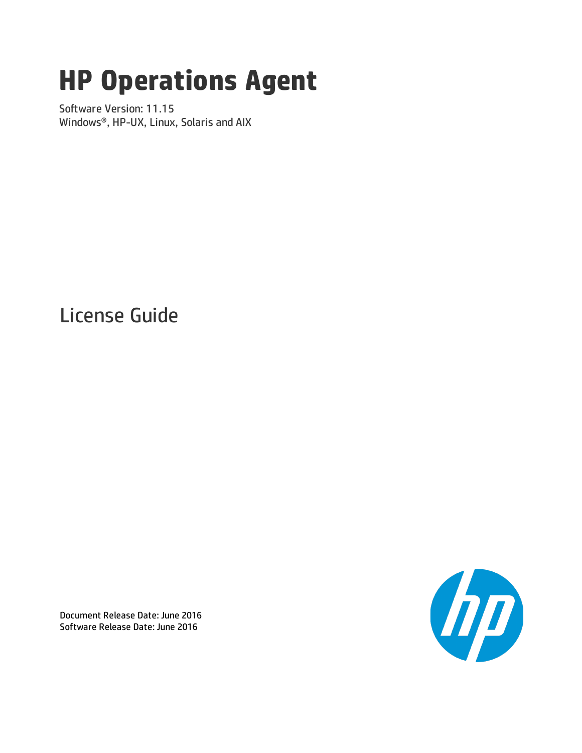# HP Operations Agent

Software Version: 11.15
Windows®, HP-UX, Linux, Solaris and AIX

## License Guide

Document Release Date: June 2016
Software Release Date: June 2016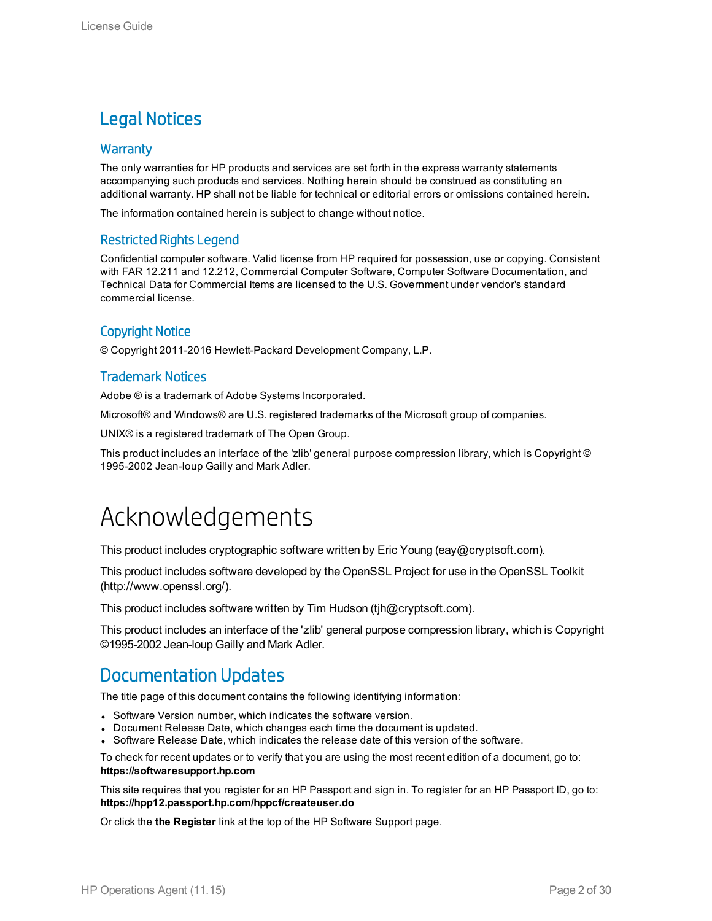# Legal Notices

## Warranty

The only warranties for HP products and services are set forth in the express warranty statements accompanying such products and services. Nothing herein should be construed as constituting an additional warranty. HP shall not be liable for technical or editorial errors or omissions contained herein.

The information contained herein is subject to change without notice.

## Restricted Rights Legend

Confidential computer software. Valid license from HP required for possession, use or copying. Consistent with FAR 12.211 and 12.212, Commercial Computer Software, Computer Software Documentation, and Technical Data for Commercial Items are licensed to the U.S. Government under vendor's standard commercial license.

## Copyright Notice

© Copyright 2011-2016 Hewlett-Packard Development Company, L.P.

## Trademark Notices

Adobe ® is a trademark of Adobe Systems Incorporated.

Microsoft® and Windows® are U.S. registered trademarks of the Microsoft group of companies.

UNIX® is a registered trademark of The Open Group.

This product includes an interface of the 'zlib' general purpose compression library, which is Copyright © 1995-2002 Jean-loup Gailly and Mark Adler.

# Acknowledgements

This product includes cryptographic software written by Eric Young (eay@cryptsoft.com).

This product includes software developed by the OpenSSL Project for use in the OpenSSL Toolkit (http://www.openssl.org/).

This product includes software written by Tim Hudson (tjh@cryptsoft.com).

This product includes an interface of the 'zlib' general purpose compression library, which is Copyright ©1995-2002 Jean-loup Gailly and Mark Adler.

# Documentation Updates

The title page of this document contains the following identifying information:

- Software Version number, which indicates the software version.
- Document Release Date, which changes each time the document is updated.
- Software Release Date, which indicates the release date of this version of the software.

To check for recent updates or to verify that you are using the most recent edition of a document, go to: **https://softwaresupport.hp.com**

This site requires that you register for an HP Passport and sign in. To register for an HP Passport ID, go to: **https://hpp12.passport.hp.com/hppcf/createuser.do**

Or click the **the Register** link at the top of the HP Software Support page.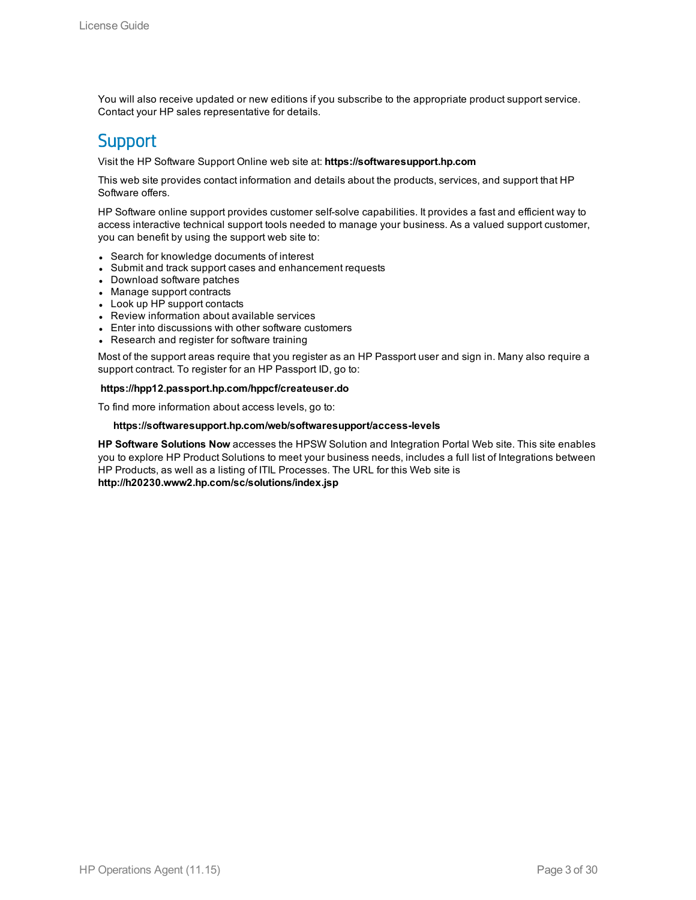You will also receive updated or new editions if you subscribe to the appropriate product support service. Contact your HP sales representative for details.

# Support

Visit the HP Software Support Online web site at: **https://softwaresupport.hp.com**

This web site provides contact information and details about the products, services, and support that HP Software offers.

HP Software online support provides customer self-solve capabilities. It provides a fast and efficient way to access interactive technical support tools needed to manage your business. As a valued support customer, you can benefit by using the support web site to:

- Search for knowledge documents of interest
- Submit and track support cases and enhancement requests
- Download software patches
- Manage support contracts
- Look up HP support contacts
- Review information about available services
- Enter into discussions with other software customers
- Research and register for software training

Most of the support areas require that you register as an HP Passport user and sign in. Many also require a support contract. To register for an HP Passport ID, go to:

**https://hpp12.passport.hp.com/hppcf/createuser.do**

To find more information about access levels, go to:

**https://softwaresupport.hp.com/web/softwaresupport/access-levels**

**HP Software Solutions Now** accesses the HPSW Solution and Integration Portal Web site. This site enables you to explore HP Product Solutions to meet your business needs, includes a full list of Integrations between HP Products, as well as a listing of ITIL Processes. The URL for this Web site is **http://h20230.www2.hp.com/sc/solutions/index.jsp**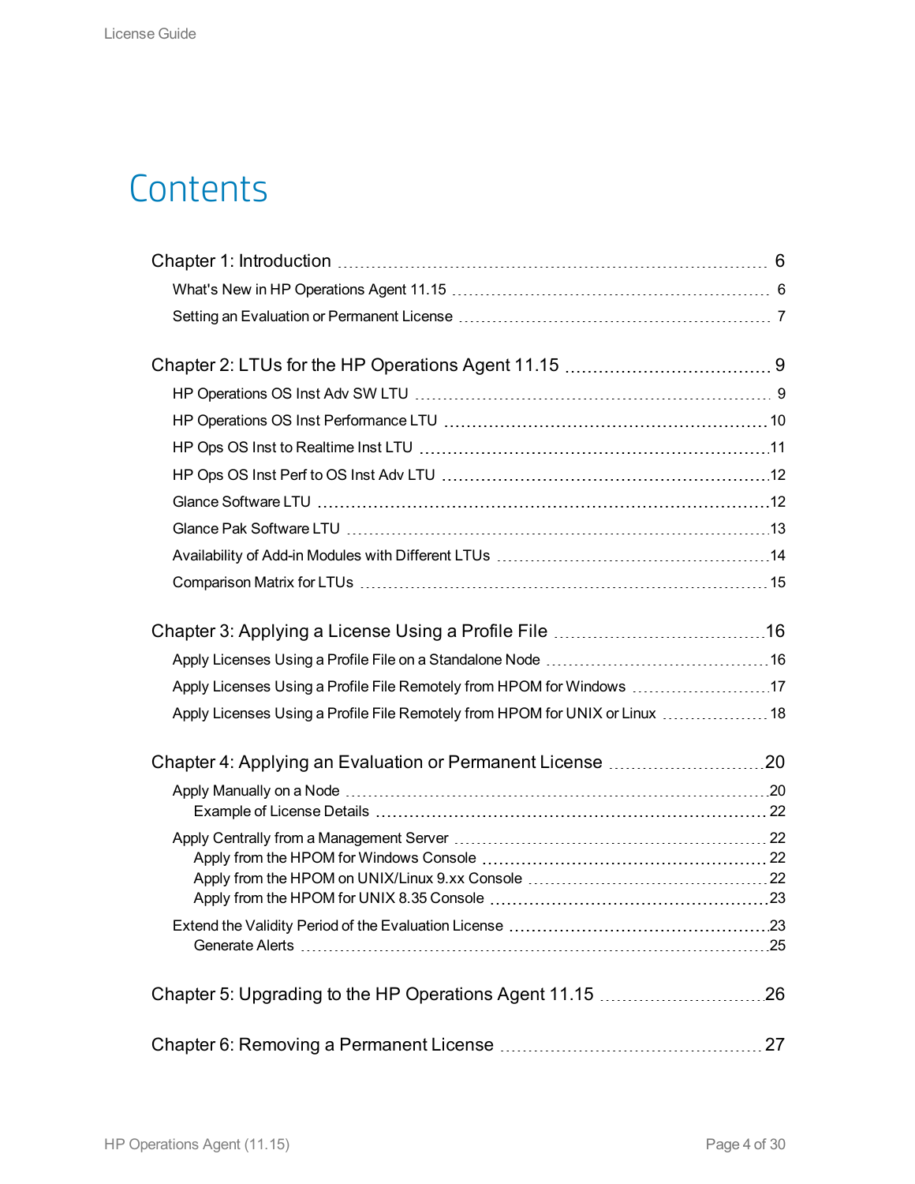# Contents

- Chapter 1: Introduction ... 6
  - What's New in HP Operations Agent 11.15 ... 6
  - Setting an Evaluation or Permanent License ... 7
- Chapter 2: LTUs for the HP Operations Agent 11.15 ... 9
  - HP Operations OS Inst Adv SW LTU ... 9
  - HP Operations OS Inst Performance LTU ... 10
  - HP Ops OS Inst to Realtime Inst LTU ... 11
  - HP Ops OS Inst Perf to OS Inst Adv LTU ... 12
  - Glance Software LTU ... 12
  - Glance Pak Software LTU ... 13
  - Availability of Add-in Modules with Different LTUs ... 14
  - Comparison Matrix for LTUs ... 15
- Chapter 3: Applying a License Using a Profile File ... 16
  - Apply Licenses Using a Profile File on a Standalone Node ... 16
  - Apply Licenses Using a Profile File Remotely from HPOM for Windows ... 17
  - Apply Licenses Using a Profile File Remotely from HPOM for UNIX or Linux ... 18
- Chapter 4: Applying an Evaluation or Permanent License ... 20
  - Apply Manually on a Node ... 20
    - Example of License Details ... 22
  - Apply Centrally from a Management Server ... 22
    - Apply from the HPOM for Windows Console ... 22
    - Apply from the HPOM on UNIX/Linux 9.xx Console ... 22
    - Apply from the HPOM for UNIX 8.35 Console ... 23
  - Extend the Validity Period of the Evaluation License ... 23
    - Generate Alerts ... 25
- Chapter 5: Upgrading to the HP Operations Agent 11.15 ... 26
- Chapter 6: Removing a Permanent License ... 27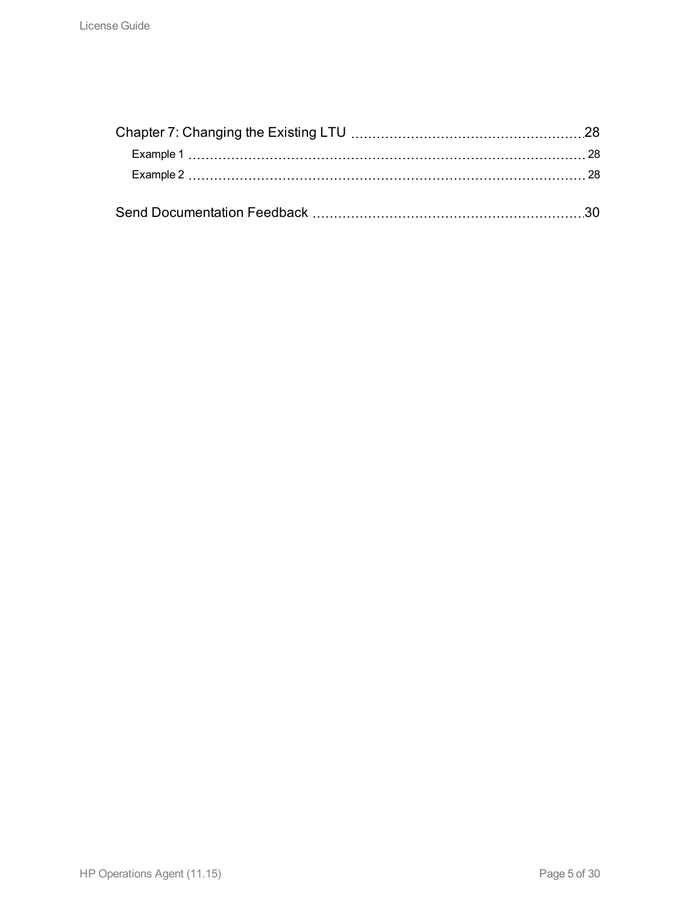Chapter 7: Changing the Existing LTU ........................................................ 28

- Example 1 ........................................................................................ 28
- Example 2 ........................................................................................ 28

Send Documentation Feedback ................................................................ 30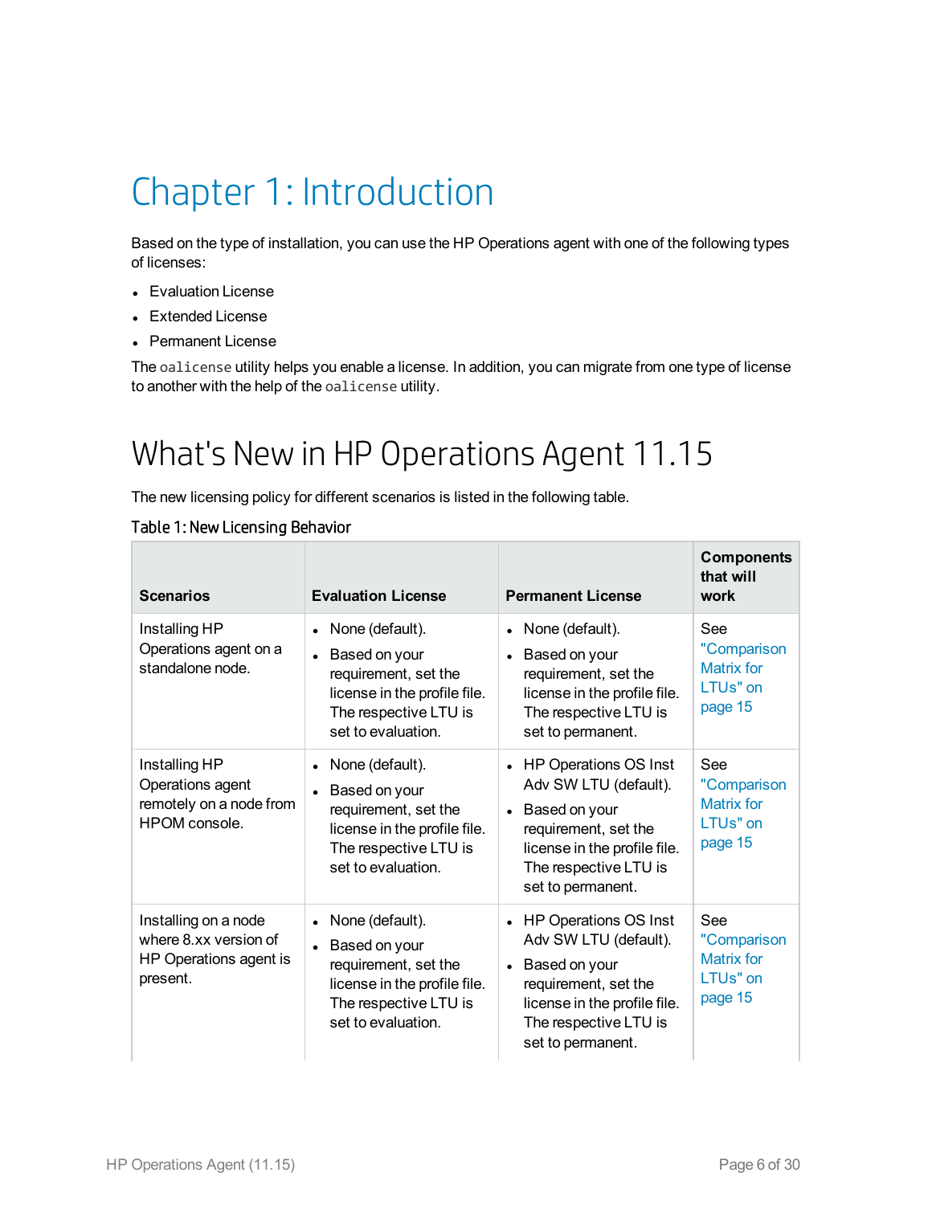# Chapter 1: Introduction

Based on the type of installation, you can use the HP Operations agent with one of the following types of licenses:

- Evaluation License
- Extended License
- Permanent License

The `oalicense` utility helps you enable a license. In addition, you can migrate from one type of license to another with the help of the `oalicense` utility.

# What's New in HP Operations Agent 11.15

The new licensing policy for different scenarios is listed in the following table.

Table 1: New Licensing Behavior

| Scenarios | Evaluation License | Permanent License | Components that will work |
|---|---|---|---|
| Installing HP Operations agent on a standalone node. | • None (default).<br>• Based on your requirement, set the license in the profile file. The respective LTU is set to evaluation. | • None (default).<br>• Based on your requirement, set the license in the profile file. The respective LTU is set to permanent. | See "Comparison Matrix for LTUs" on page 15 |
| Installing HP Operations agent remotely on a node from HPOM console. | • None (default).<br>• Based on your requirement, set the license in the profile file. The respective LTU is set to evaluation. | • HP Operations OS Inst Adv SW LTU (default).<br>• Based on your requirement, set the license in the profile file. The respective LTU is set to permanent. | See "Comparison Matrix for LTUs" on page 15 |
| Installing on a node where 8.xx version of HP Operations agent is present. | • None (default).<br>• Based on your requirement, set the license in the profile file. The respective LTU is set to evaluation. | • HP Operations OS Inst Adv SW LTU (default).<br>• Based on your requirement, set the license in the profile file. The respective LTU is set to permanent. | See "Comparison Matrix for LTUs" on page 15 |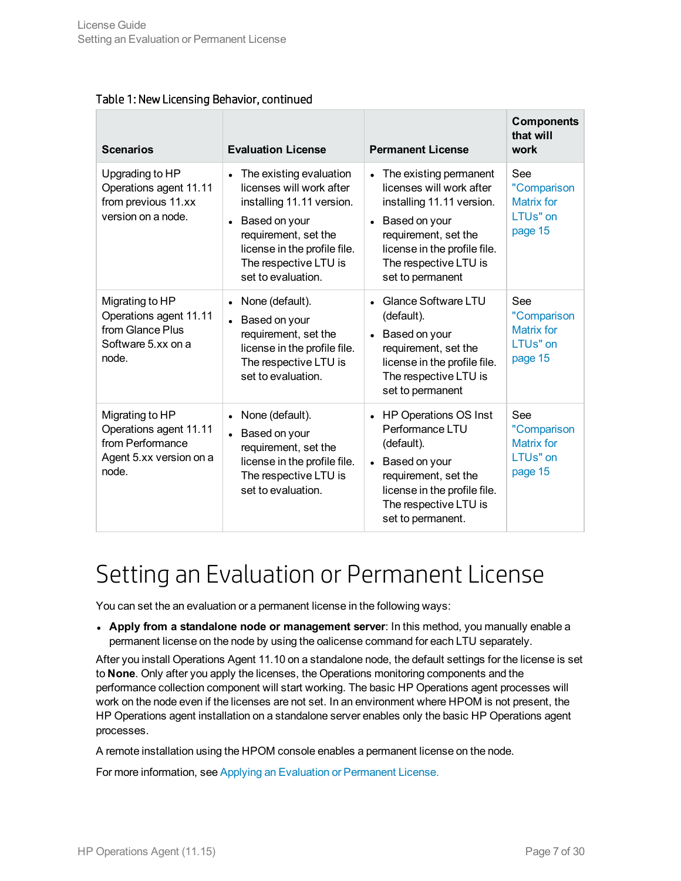Table 1: New Licensing Behavior, continued

| Scenarios | Evaluation License | Permanent License | Components that will work |
|---|---|---|---|
| Upgrading to HP Operations agent 11.11 from previous 11.xx version on a node. | • The existing evaluation licenses will work after installing 11.11 version.<br>• Based on your requirement, set the license in the profile file. The respective LTU is set to evaluation. | • The existing permanent licenses will work after installing 11.11 version.<br>• Based on your requirement, set the license in the profile file. The respective LTU is set to permanent | See "Comparison Matrix for LTUs" on page 15 |
| Migrating to HP Operations agent 11.11 from Glance Plus Software 5.xx on a node. | • None (default).<br>• Based on your requirement, set the license in the profile file. The respective LTU is set to evaluation. | • Glance Software LTU (default).<br>• Based on your requirement, set the license in the profile file. The respective LTU is set to permanent | See "Comparison Matrix for LTUs" on page 15 |
| Migrating to HP Operations agent 11.11 from Performance Agent 5.xx version on a node. | • None (default).<br>• Based on your requirement, set the license in the profile file. The respective LTU is set to evaluation. | • HP Operations OS Inst Performance LTU (default).<br>• Based on your requirement, set the license in the profile file. The respective LTU is set to permanent. | See "Comparison Matrix for LTUs" on page 15 |

# Setting an Evaluation or Permanent License

You can set the an evaluation or a permanent license in the following ways:

- **Apply from a standalone node or management server**: In this method, you manually enable a permanent license on the node by using the oalicense command for each LTU separately.

After you install Operations Agent 11.10 on a standalone node, the default settings for the license is set to **None**. Only after you apply the licenses, the Operations monitoring components and the performance collection component will start working. The basic HP Operations agent processes will work on the node even if the licenses are not set. In an environment where HPOM is not present, the HP Operations agent installation on a standalone server enables only the basic HP Operations agent processes.

A remote installation using the HPOM console enables a permanent license on the node.

For more information, see Applying an Evaluation or Permanent License.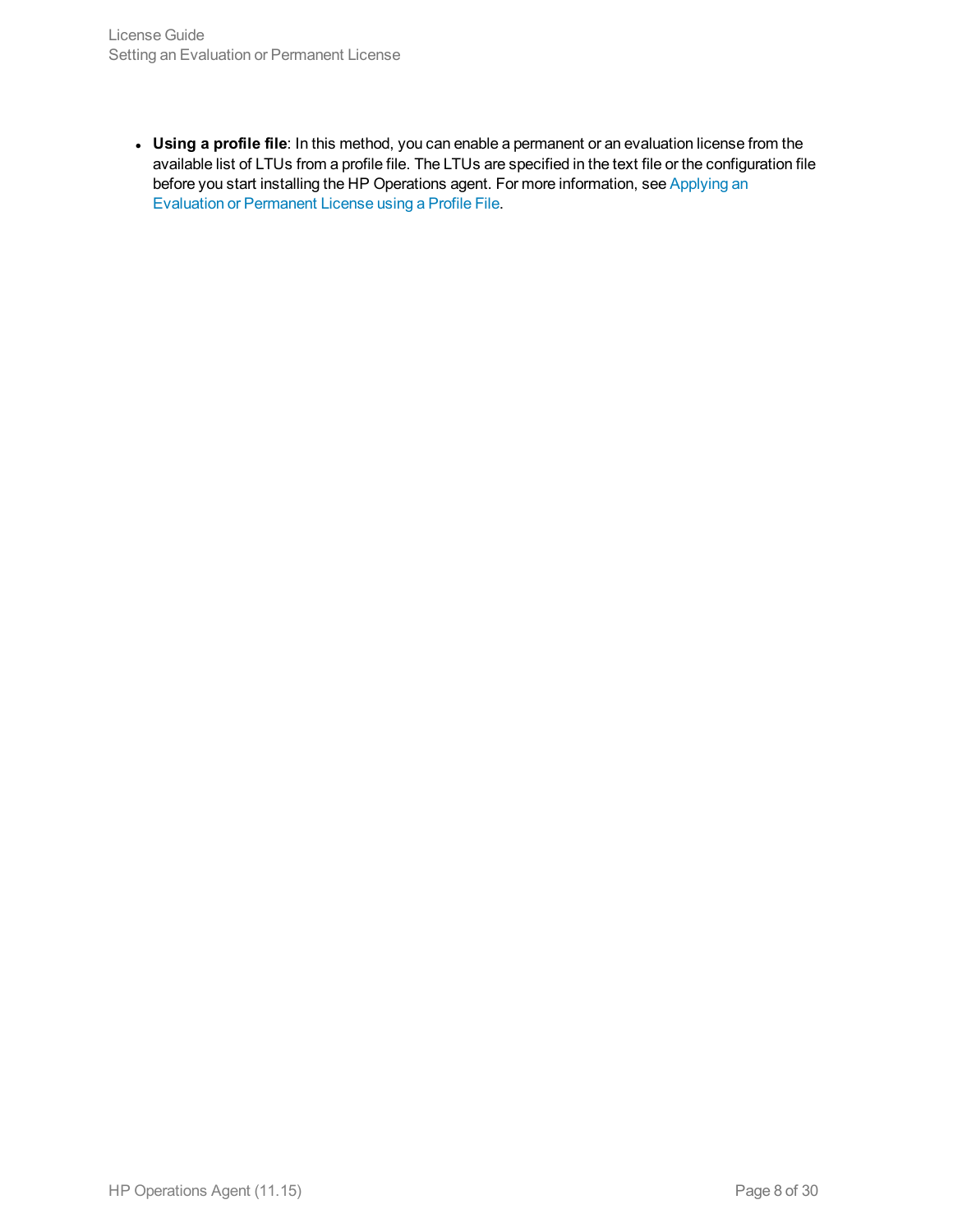- **Using a profile file**: In this method, you can enable a permanent or an evaluation license from the available list of LTUs from a profile file. The LTUs are specified in the text file or the configuration file before you start installing the HP Operations agent. For more information, see Applying an Evaluation or Permanent License using a Profile File.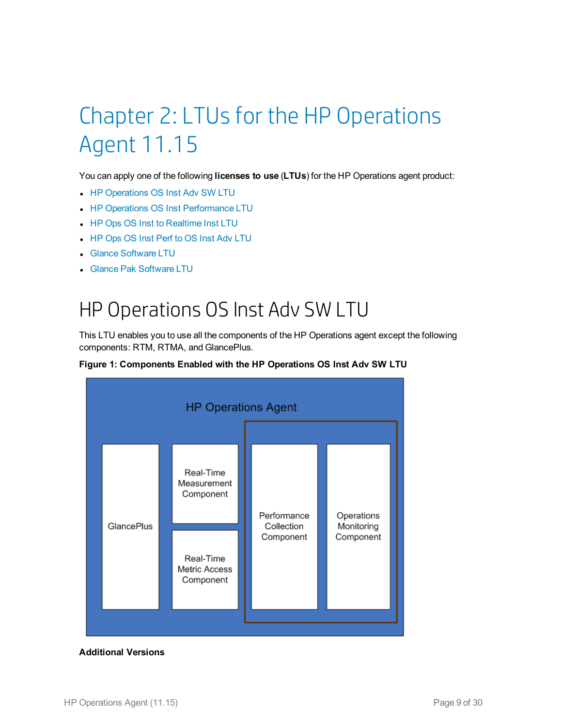# Chapter 2: LTUs for the HP Operations Agent 11.15

You can apply one of the following **licenses to use** (**LTUs**) for the HP Operations agent product:

- HP Operations OS Inst Adv SW LTU
- HP Operations OS Inst Performance LTU
- HP Ops OS Inst to Realtime Inst LTU
- HP Ops OS Inst Perf to OS Inst Adv LTU
- Glance Software LTU
- Glance Pak Software LTU

## HP Operations OS Inst Adv SW LTU

This LTU enables you to use all the components of the HP Operations agent except the following components: RTM, RTMA, and GlancePlus.

**Figure 1: Components Enabled with the HP Operations OS Inst Adv SW LTU**

HP Operations Agent

GlancePlus

Real-Time Measurement Component

Real-Time Metric Access Component

Performance Collection Component

Operations Monitoring Component

**Additional Versions**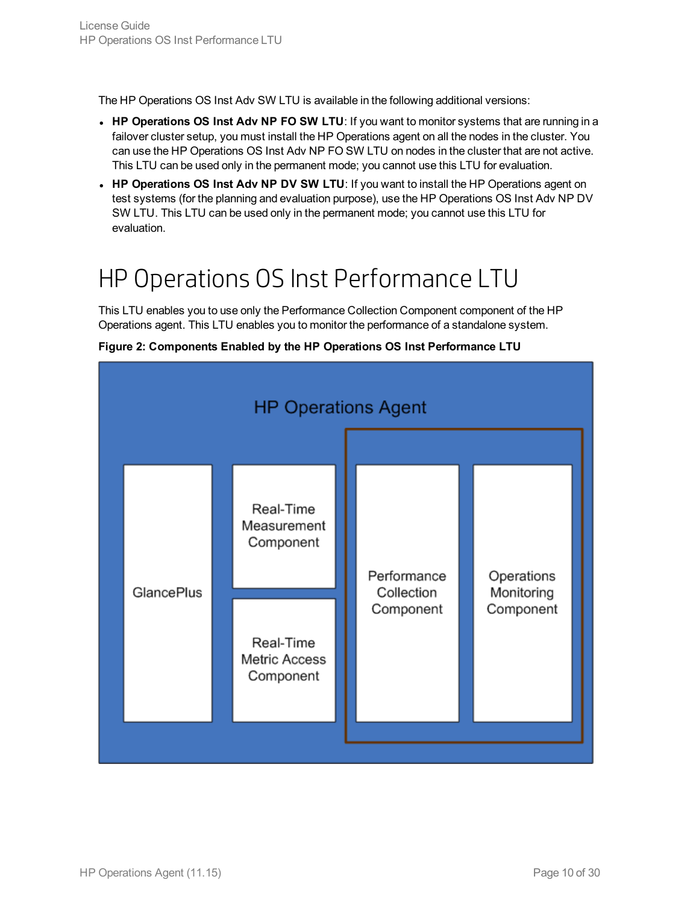The HP Operations OS Inst Adv SW LTU is available in the following additional versions:

- **HP Operations OS Inst Adv NP FO SW LTU**: If you want to monitor systems that are running in a failover cluster setup, you must install the HP Operations agent on all the nodes in the cluster. You can use the HP Operations OS Inst Adv NP FO SW LTU on nodes in the cluster that are not active. This LTU can be used only in the permanent mode; you cannot use this LTU for evaluation.
- **HP Operations OS Inst Adv NP DV SW LTU**: If you want to install the HP Operations agent on test systems (for the planning and evaluation purpose), use the HP Operations OS Inst Adv NP DV SW LTU. This LTU can be used only in the permanent mode; you cannot use this LTU for evaluation.

# HP Operations OS Inst Performance LTU

This LTU enables you to use only the Performance Collection Component component of the HP Operations agent. This LTU enables you to monitor the performance of a standalone system.

**Figure 2: Components Enabled by the HP Operations OS Inst Performance LTU**

HP Operations Agent

GlancePlus

Real-Time Measurement Component

Real-Time Metric Access Component

Performance Collection Component

Operations Monitoring Component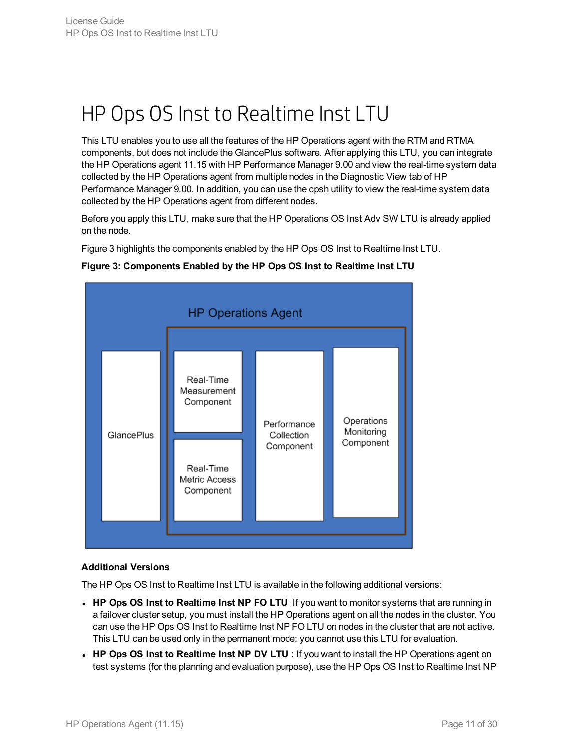# HP Ops OS Inst to Realtime Inst LTU

This LTU enables you to use all the features of the HP Operations agent with the RTM and RTMA components, but does not include the GlancePlus software. After applying this LTU, you can integrate the HP Operations agent 11.15 with HP Performance Manager 9.00 and view the real-time system data collected by the HP Operations agent from multiple nodes in the Diagnostic View tab of HP Performance Manager 9.00. In addition, you can use the cpsh utility to view the real-time system data collected by the HP Operations agent from different nodes.

Before you apply this LTU, make sure that the HP Operations OS Inst Adv SW LTU is already applied on the node.

Figure 3 highlights the components enabled by the HP Ops OS Inst to Realtime Inst LTU.

**Figure 3: Components Enabled by the HP Ops OS Inst to Realtime Inst LTU**

HP Operations Agent

GlancePlus

Real-Time Measurement Component

Real-Time Metric Access Component

Performance Collection Component

Operations Monitoring Component

**Additional Versions**

The HP Ops OS Inst to Realtime Inst LTU is available in the following additional versions:

- **HP Ops OS Inst to Realtime Inst NP FO LTU**: If you want to monitor systems that are running in a failover cluster setup, you must install the HP Operations agent on all the nodes in the cluster. You can use the HP Ops OS Inst to Realtime Inst NP FO LTU on nodes in the cluster that are not active. This LTU can be used only in the permanent mode; you cannot use this LTU for evaluation.
- **HP Ops OS Inst to Realtime Inst NP DV LTU** : If you want to install the HP Operations agent on test systems (for the planning and evaluation purpose), use the HP Ops OS Inst to Realtime Inst NP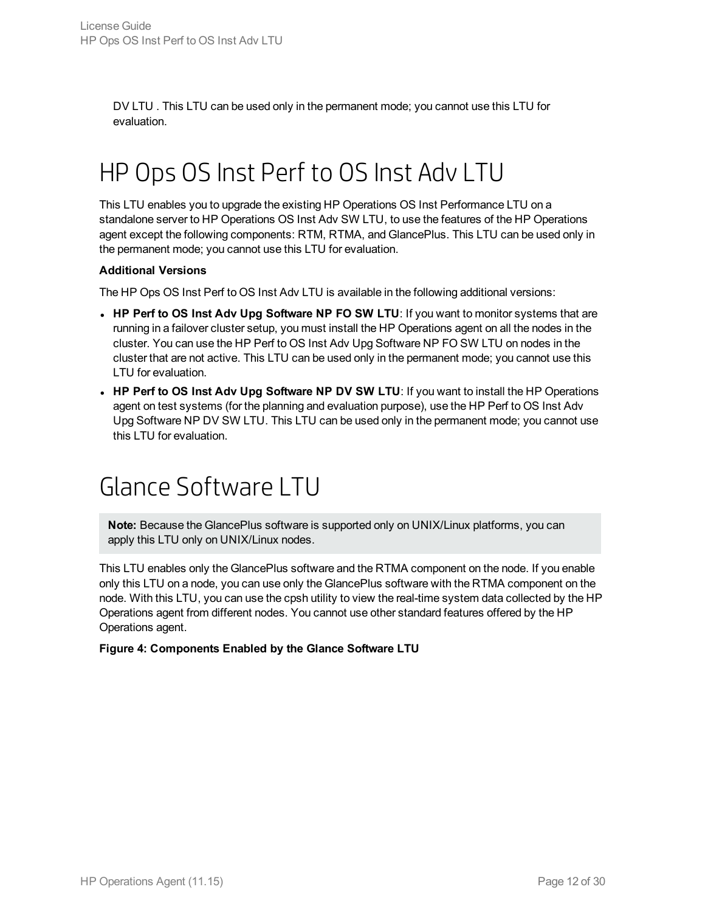DV LTU . This LTU can be used only in the permanent mode; you cannot use this LTU for evaluation.

# HP Ops OS Inst Perf to OS Inst Adv LTU

This LTU enables you to upgrade the existing HP Operations OS Inst Performance LTU on a standalone server to HP Operations OS Inst Adv SW LTU, to use the features of the HP Operations agent except the following components: RTM, RTMA, and GlancePlus. This LTU can be used only in the permanent mode; you cannot use this LTU for evaluation.

**Additional Versions**

The HP Ops OS Inst Perf to OS Inst Adv LTU is available in the following additional versions:

- **HP Perf to OS Inst Adv Upg Software NP FO SW LTU**: If you want to monitor systems that are running in a failover cluster setup, you must install the HP Operations agent on all the nodes in the cluster. You can use the HP Perf to OS Inst Adv Upg Software NP FO SW LTU on nodes in the cluster that are not active. This LTU can be used only in the permanent mode; you cannot use this LTU for evaluation.
- **HP Perf to OS Inst Adv Upg Software NP DV SW LTU**: If you want to install the HP Operations agent on test systems (for the planning and evaluation purpose), use the HP Perf to OS Inst Adv Upg Software NP DV SW LTU. This LTU can be used only in the permanent mode; you cannot use this LTU for evaluation.

# Glance Software LTU

> **Note:** Because the GlancePlus software is supported only on UNIX/Linux platforms, you can apply this LTU only on UNIX/Linux nodes.

This LTU enables only the GlancePlus software and the RTMA component on the node. If you enable only this LTU on a node, you can use only the GlancePlus software with the RTMA component on the node. With this LTU, you can use the cpsh utility to view the real-time system data collected by the HP Operations agent from different nodes. You cannot use other standard features offered by the HP Operations agent.

**Figure 4: Components Enabled by the Glance Software LTU**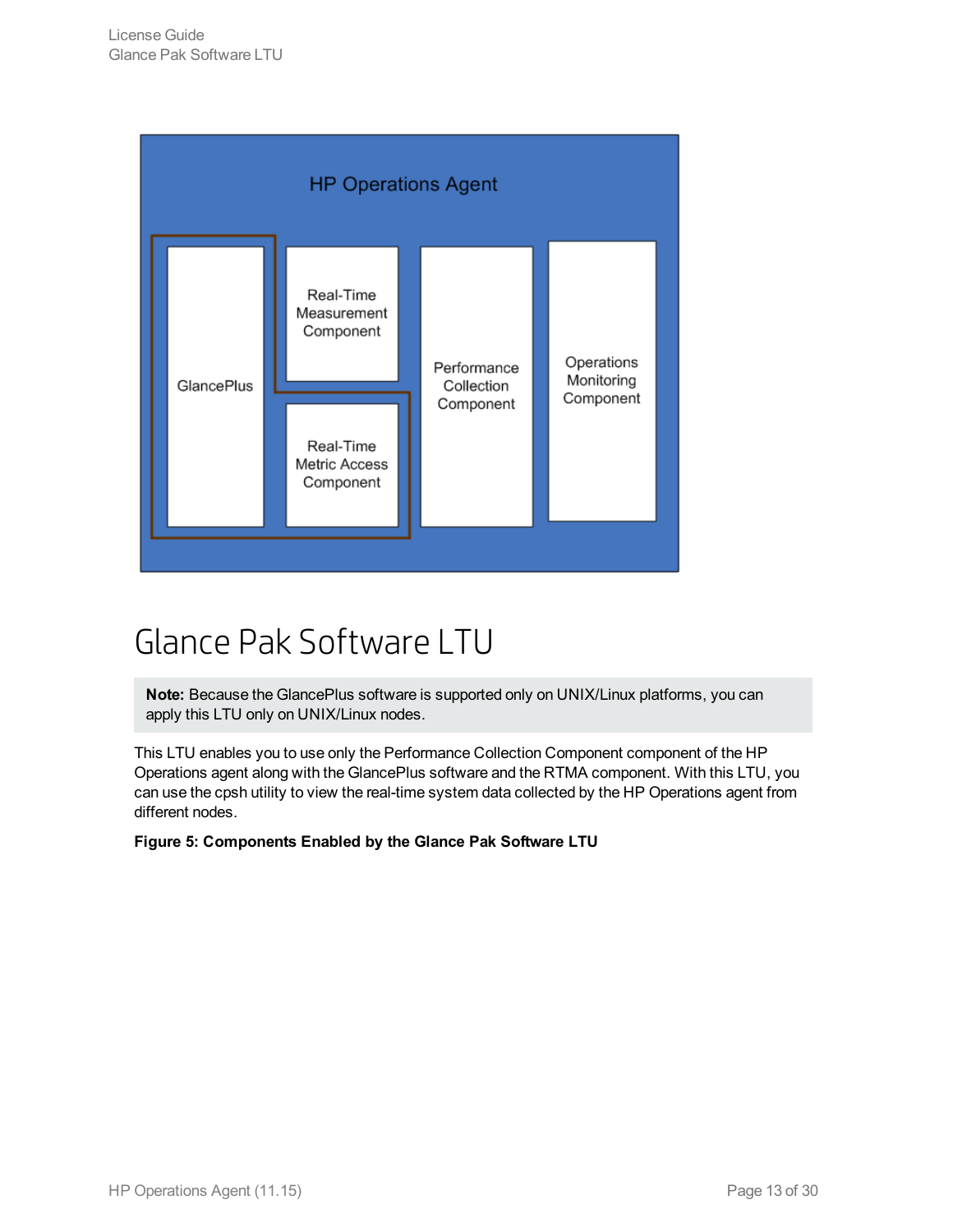HP Operations Agent

GlancePlus

Real-Time Measurement Component

Real-Time Metric Access Component

Performance Collection Component

Operations Monitoring Component

# Glance Pak Software LTU

**Note:** Because the GlancePlus software is supported only on UNIX/Linux platforms, you can apply this LTU only on UNIX/Linux nodes.

This LTU enables you to use only the Performance Collection Component component of the HP Operations agent along with the GlancePlus software and the RTMA component. With this LTU, you can use the cpsh utility to view the real-time system data collected by the HP Operations agent from different nodes.

**Figure 5: Components Enabled by the Glance Pak Software LTU**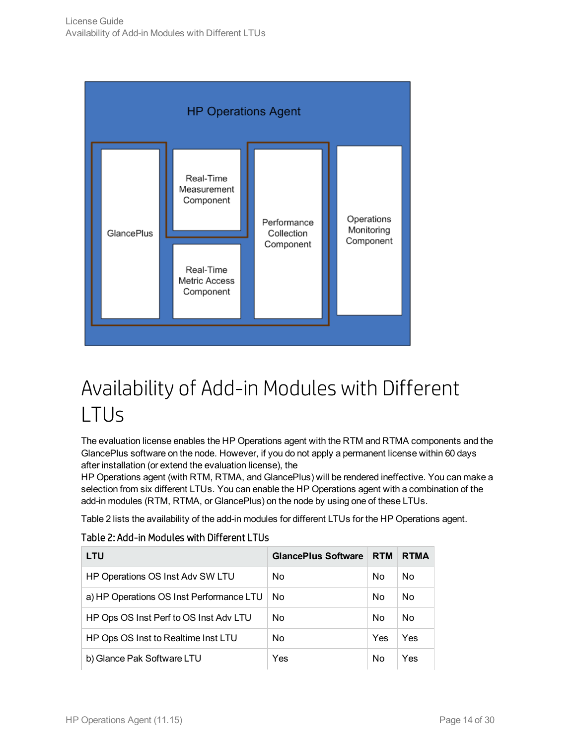# Availability of Add-in Modules with Different LTUs

The evaluation license enables the HP Operations agent with the RTM and RTMA components and the GlancePlus software on the node. However, if you do not apply a permanent license within 60 days after installation (or extend the evaluation license), the HP Operations agent (with RTM, RTMA, and GlancePlus) will be rendered ineffective. You can make a selection from six different LTUs. You can enable the HP Operations agent with a combination of the add-in modules (RTM, RTMA, or GlancePlus) on the node by using one of these LTUs.

Table 2 lists the availability of the add-in modules for different LTUs for the HP Operations agent.

### Table 2: Add-in Modules with Different LTUs

| LTU | GlancePlus Software | RTM | RTMA |
|---|---|---|---|
| HP Operations OS Inst Adv SW LTU | No | No | No |
| a) HP Operations OS Inst Performance LTU | No | No | No |
| HP Ops OS Inst Perf to OS Inst Adv LTU | No | No | No |
| HP Ops OS Inst to Realtime Inst LTU | No | Yes | Yes |
| b) Glance Pak Software LTU | Yes | No | Yes |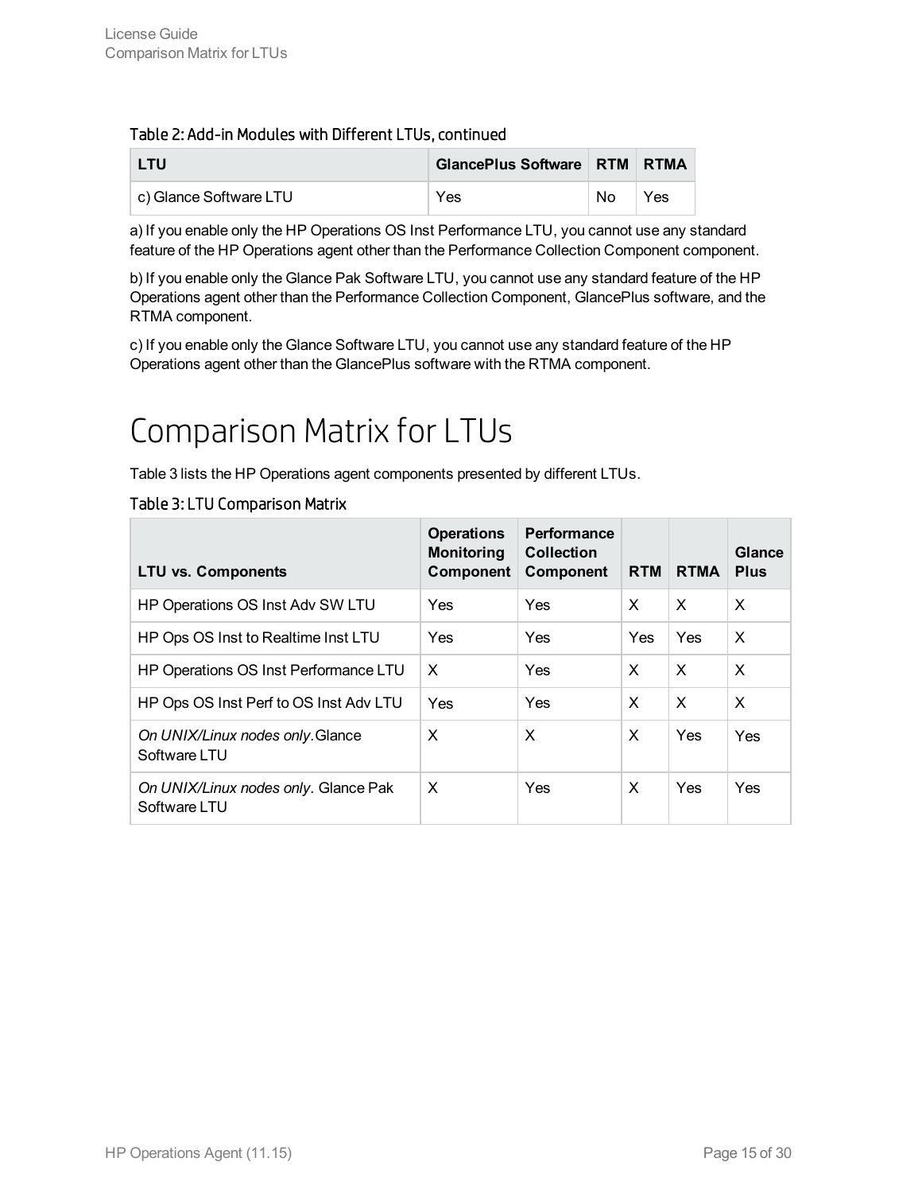Table 2: Add-in Modules with Different LTUs, continued

| LTU | GlancePlus Software | RTM | RTMA |
|---|---|---|---|
| c) Glance Software LTU | Yes | No | Yes |

a) If you enable only the HP Operations OS Inst Performance LTU, you cannot use any standard feature of the HP Operations agent other than the Performance Collection Component component.

b) If you enable only the Glance Pak Software LTU, you cannot use any standard feature of the HP Operations agent other than the Performance Collection Component, GlancePlus software, and the RTMA component.

c) If you enable only the Glance Software LTU, you cannot use any standard feature of the HP Operations agent other than the GlancePlus software with the RTMA component.

# Comparison Matrix for LTUs

Table 3 lists the HP Operations agent components presented by different LTUs.

Table 3: LTU Comparison Matrix

| LTU vs. Components | Operations Monitoring Component | Performance Collection Component | RTM | RTMA | Glance Plus |
|---|---|---|---|---|---|
| HP Operations OS Inst Adv SW LTU | Yes | Yes | X | X | X |
| HP Ops OS Inst to Realtime Inst LTU | Yes | Yes | Yes | Yes | X |
| HP Operations OS Inst Performance LTU | X | Yes | X | X | X |
| HP Ops OS Inst Perf to OS Inst Adv LTU | Yes | Yes | X | X | X |
| *On UNIX/Linux nodes only.* Glance Software LTU | X | X | X | Yes | Yes |
| *On UNIX/Linux nodes only.* Glance Pak Software LTU | X | Yes | X | Yes | Yes |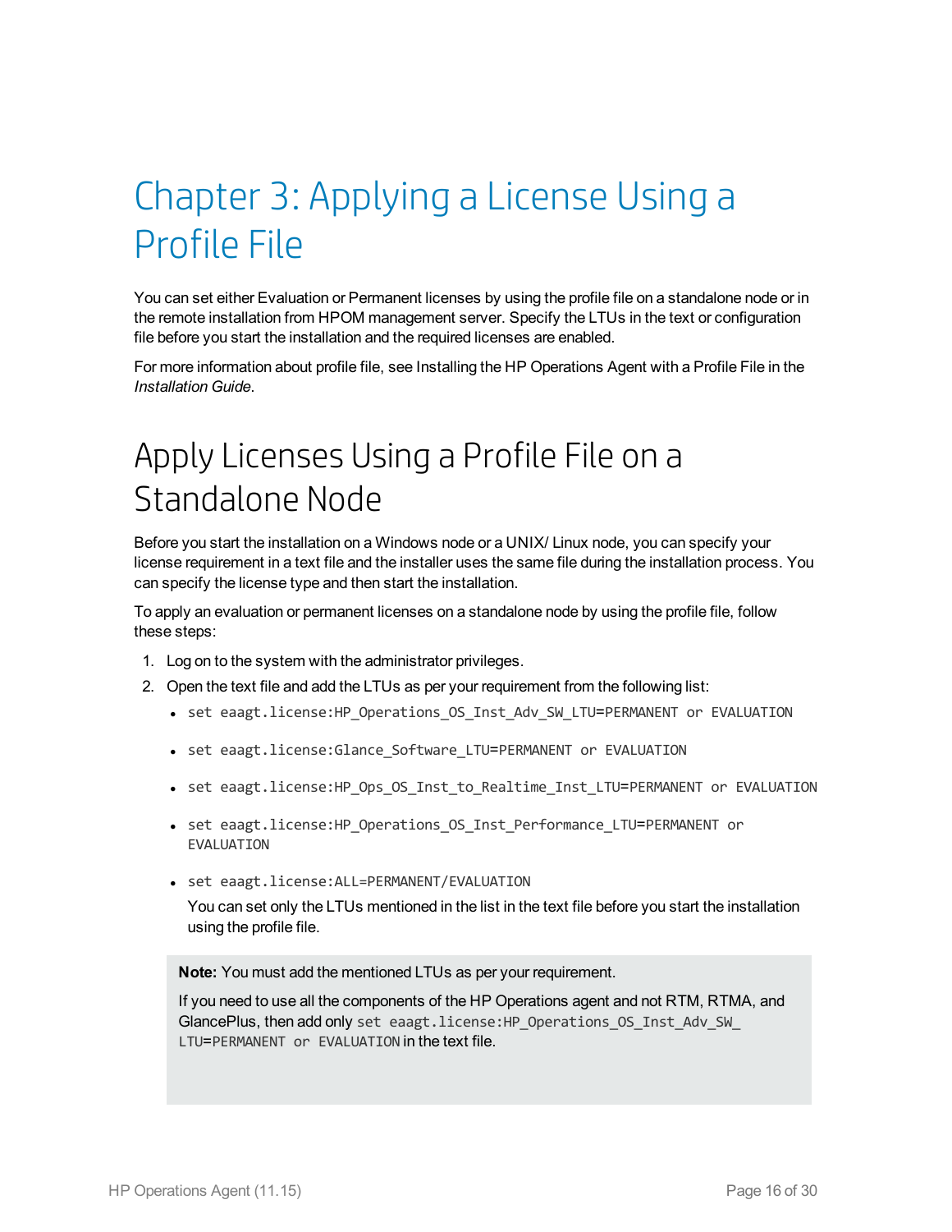# Chapter 3: Applying a License Using a Profile File

You can set either Evaluation or Permanent licenses by using the profile file on a standalone node or in the remote installation from HPOM management server. Specify the LTUs in the text or configuration file before you start the installation and the required licenses are enabled.

For more information about profile file, see Installing the HP Operations Agent with a Profile File in the *Installation Guide*.

## Apply Licenses Using a Profile File on a Standalone Node

Before you start the installation on a Windows node or a UNIX/ Linux node, you can specify your license requirement in a text file and the installer uses the same file during the installation process. You can specify the license type and then start the installation.

To apply an evaluation or permanent licenses on a standalone node by using the profile file, follow these steps:

1. Log on to the system with the administrator privileges.
2. Open the text file and add the LTUs as per your requirement from the following list:
   - `set eaagt.license:HP_Operations_OS_Inst_Adv_SW_LTU=PERMANENT or EVALUATION`
   - `set eaagt.license:Glance_Software_LTU=PERMANENT or EVALUATION`
   - `set eaagt.license:HP_Ops_OS_Inst_to_Realtime_Inst_LTU=PERMANENT or EVALUATION`
   - `set eaagt.license:HP_Operations_OS_Inst_Performance_LTU=PERMANENT or EVALUATION`
   - `set eaagt.license:ALL=PERMANENT/EVALUATION`

     You can set only the LTUs mentioned in the list in the text file before you start the installation using the profile file.

   > **Note:** You must add the mentioned LTUs as per your requirement.
   >
   > If you need to use all the components of the HP Operations agent and not RTM, RTMA, and GlancePlus, then add only `set eaagt.license:HP_Operations_OS_Inst_Adv_SW_LTU=PERMANENT or EVALUATION` in the text file.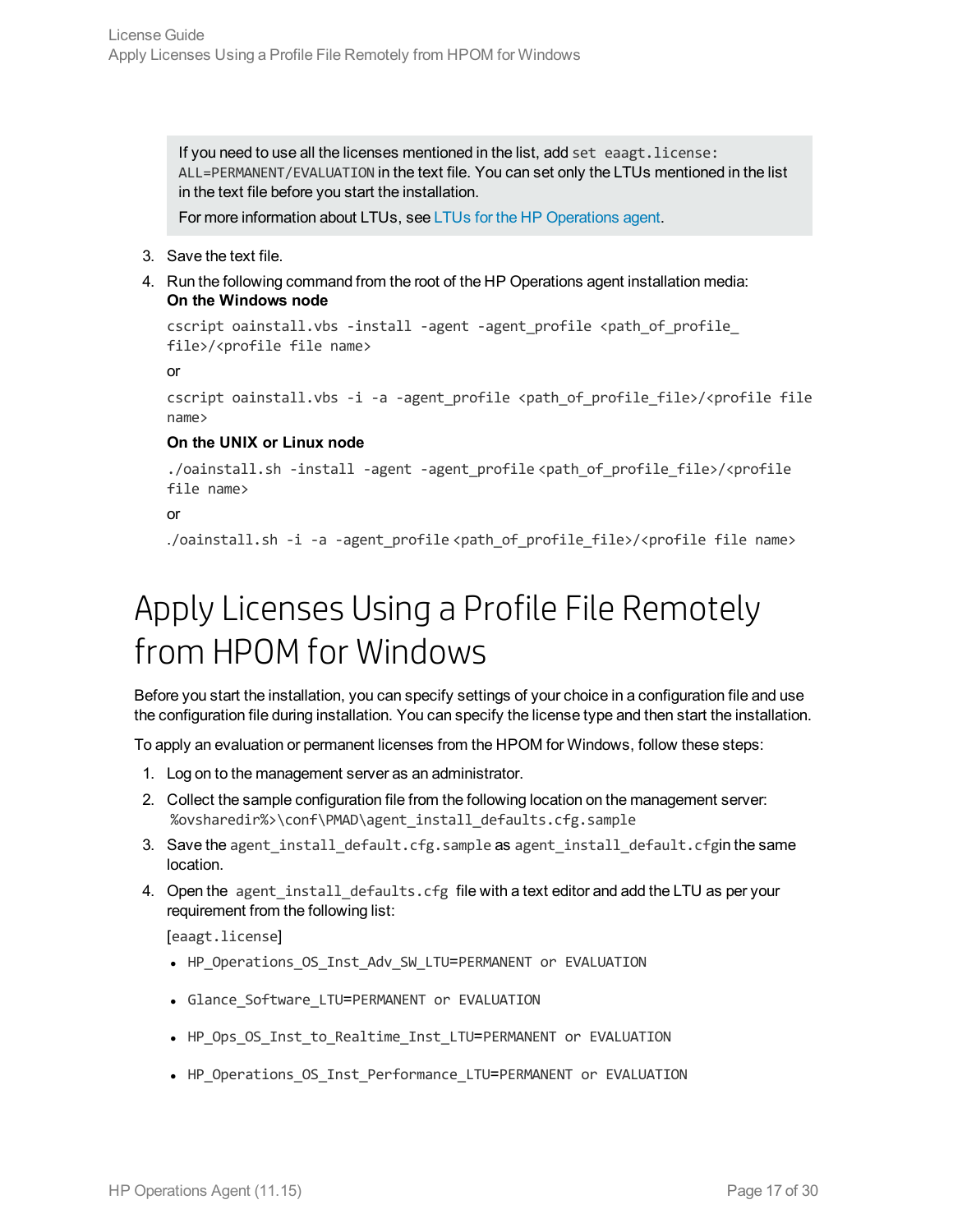> If you need to use all the licenses mentioned in the list, add `set eaagt.license: ALL=PERMANENT/EVALUATION` in the text file. You can set only the LTUs mentioned in the list in the text file before you start the installation.
>
> For more information about LTUs, see LTUs for the HP Operations agent.

3. Save the text file.
4. Run the following command from the root of the HP Operations agent installation media:

   **On the Windows node**

   ```
   cscript oainstall.vbs -install -agent -agent_profile <path_of_profile_file>/<profile file name>
   ```

   or

   ```
   cscript oainstall.vbs -i -a -agent_profile <path_of_profile_file>/<profile file name>
   ```

   **On the UNIX or Linux node**

   ```
   ./oainstall.sh -install -agent -agent_profile <path_of_profile_file>/<profile file name>
   ```

   or

   ```
   ./oainstall.sh -i -a -agent_profile <path_of_profile_file>/<profile file name>
   ```

# Apply Licenses Using a Profile File Remotely from HPOM for Windows

Before you start the installation, you can specify settings of your choice in a configuration file and use the configuration file during installation. You can specify the license type and then start the installation.

To apply an evaluation or permanent licenses from the HPOM for Windows, follow these steps:

1. Log on to the management server as an administrator.
2. Collect the sample configuration file from the following location on the management server:
   `%ovsharedir%>\conf\PMAD\agent_install_defaults.cfg.sample`
3. Save the `agent_install_default.cfg.sample` as `agent_install_default.cfg`in the same location.
4. Open the `agent_install_defaults.cfg` file with a text editor and add the LTU as per your requirement from the following list:

   `[eaagt.license]`

   - `HP_Operations_OS_Inst_Adv_SW_LTU=PERMANENT or EVALUATION`
   - `Glance_Software_LTU=PERMANENT or EVALUATION`
   - `HP_Ops_OS_Inst_to_Realtime_Inst_LTU=PERMANENT or EVALUATION`
   - `HP_Operations_OS_Inst_Performance_LTU=PERMANENT or EVALUATION`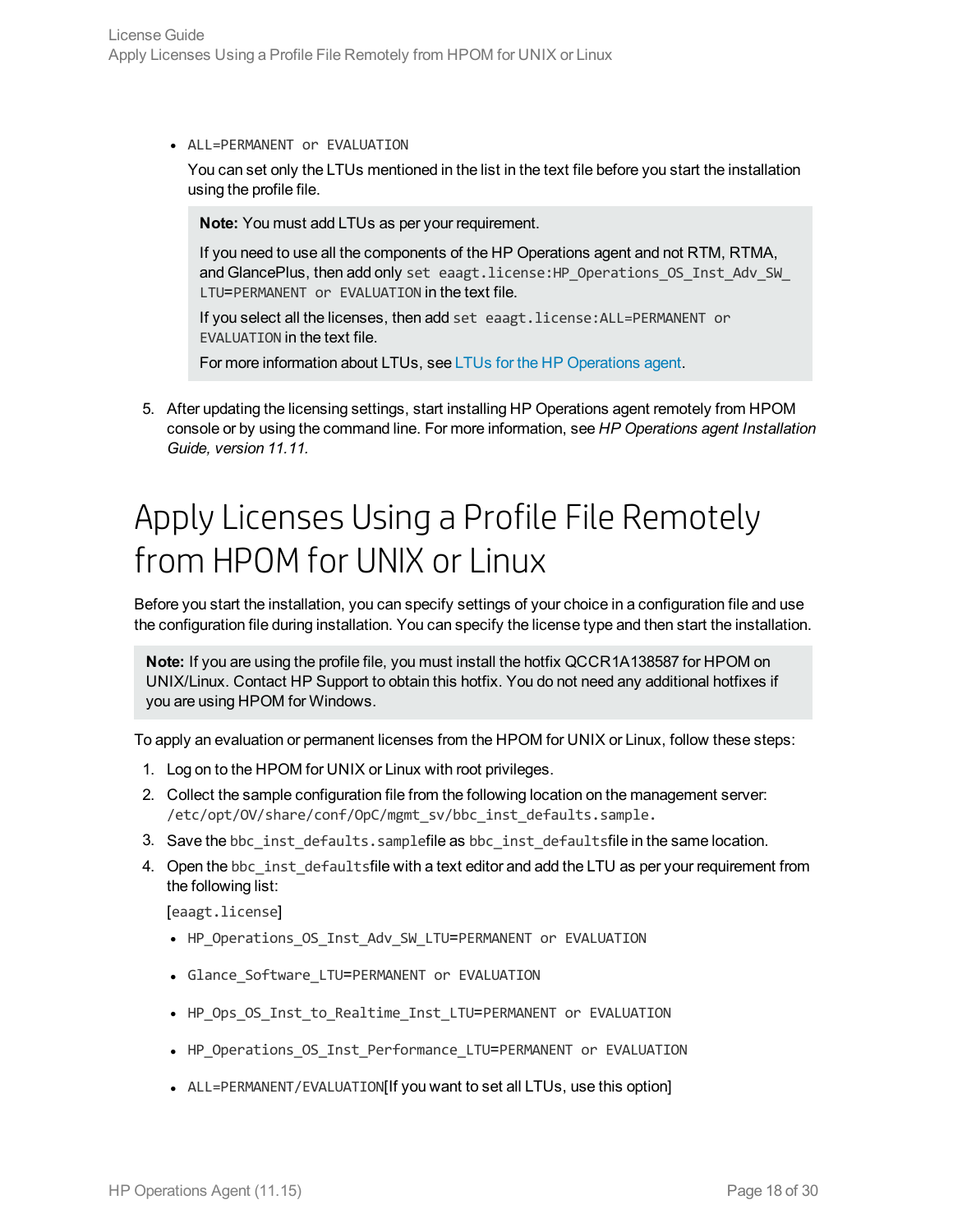- `ALL=PERMANENT or EVALUATION`

  You can set only the LTUs mentioned in the list in the text file before you start the installation using the profile file.

  > **Note:** You must add LTUs as per your requirement.
  >
  > If you need to use all the components of the HP Operations agent and not RTM, RTMA, and GlancePlus, then add only `set eaagt.license:HP_Operations_OS_Inst_Adv_SW_LTU=PERMANENT or EVALUATION` in the text file.
  >
  > If you select all the licenses, then add `set eaagt.license:ALL=PERMANENT or EVALUATION` in the text file.
  >
  > For more information about LTUs, see LTUs for the HP Operations agent.

5. After updating the licensing settings, start installing HP Operations agent remotely from HPOM console or by using the command line. For more information, see *HP Operations agent Installation Guide, version 11.11.*

# Apply Licenses Using a Profile File Remotely from HPOM for UNIX or Linux

Before you start the installation, you can specify settings of your choice in a configuration file and use the configuration file during installation. You can specify the license type and then start the installation.

> **Note:** If you are using the profile file, you must install the hotfix QCCR1A138587 for HPOM on UNIX/Linux. Contact HP Support to obtain this hotfix. You do not need any additional hotfixes if you are using HPOM for Windows.

To apply an evaluation or permanent licenses from the HPOM for UNIX or Linux, follow these steps:

1. Log on to the HPOM for UNIX or Linux with root privileges.
2. Collect the sample configuration file from the following location on the management server: `/etc/opt/OV/share/conf/OpC/mgmt_sv/bbc_inst_defaults.sample.`
3. Save the `bbc_inst_defaults.sample`file as `bbc_inst_defaults`file in the same location.
4. Open the `bbc_inst_defaults`file with a text editor and add the LTU as per your requirement from the following list:

   [`eaagt.license`]

   - `HP_Operations_OS_Inst_Adv_SW_LTU=PERMANENT or EVALUATION`
   - `Glance_Software_LTU=PERMANENT or EVALUATION`
   - `HP_Ops_OS_Inst_to_Realtime_Inst_LTU=PERMANENT or EVALUATION`
   - `HP_Operations_OS_Inst_Performance_LTU=PERMANENT or EVALUATION`
   - `ALL=PERMANENT/EVALUATION`[If you want to set all LTUs, use this option]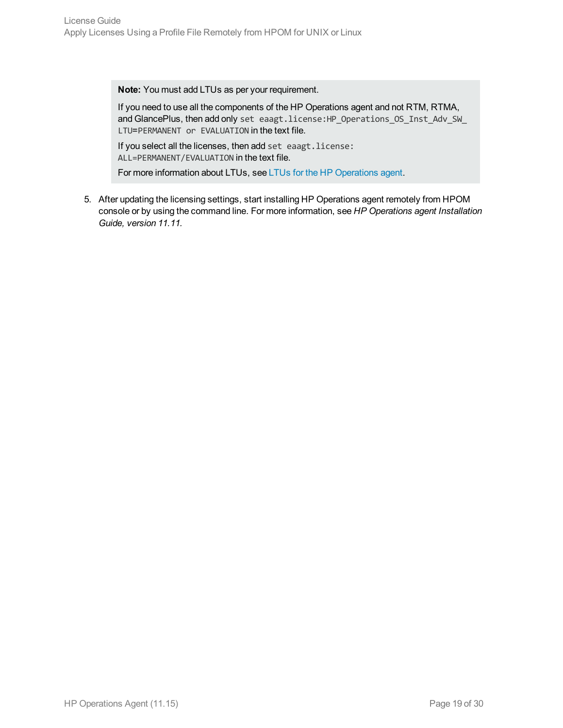> **Note:** You must add LTUs as per your requirement.
>
> If you need to use all the components of the HP Operations agent and not RTM, RTMA, and GlancePlus, then add only `set eaagt.license:HP_Operations_OS_Inst_Adv_SW_LTU=PERMANENT or EVALUATION` in the text file.
>
> If you select all the licenses, then add `set eaagt.license:ALL=PERMANENT/EVALUATION` in the text file.
>
> For more information about LTUs, see LTUs for the HP Operations agent.

5. After updating the licensing settings, start installing HP Operations agent remotely from HPOM console or by using the command line. For more information, see *HP Operations agent Installation Guide, version 11.11.*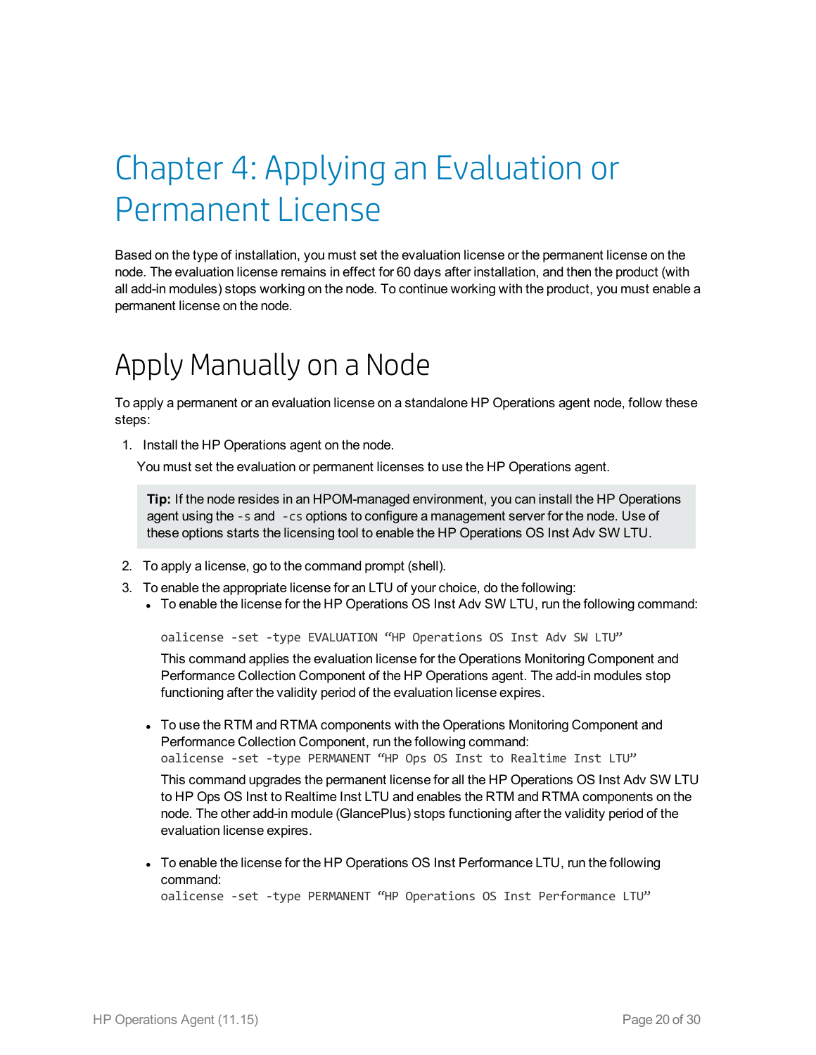# Chapter 4: Applying an Evaluation or Permanent License

Based on the type of installation, you must set the evaluation license or the permanent license on the node. The evaluation license remains in effect for 60 days after installation, and then the product (with all add-in modules) stops working on the node. To continue working with the product, you must enable a permanent license on the node.

## Apply Manually on a Node

To apply a permanent or an evaluation license on a standalone HP Operations agent node, follow these steps:

1. Install the HP Operations agent on the node.

   You must set the evaluation or permanent licenses to use the HP Operations agent.

   > **Tip:** If the node resides in an HPOM-managed environment, you can install the HP Operations agent using the `-s` and `-cs` options to configure a management server for the node. Use of these options starts the licensing tool to enable the HP Operations OS Inst Adv SW LTU.

2. To apply a license, go to the command prompt (shell).
3. To enable the appropriate license for an LTU of your choice, do the following:
   - To enable the license for the HP Operations OS Inst Adv SW LTU, run the following command:

     ```
     oalicense -set -type EVALUATION "HP Operations OS Inst Adv SW LTU"
     ```

     This command applies the evaluation license for the Operations Monitoring Component and Performance Collection Component of the HP Operations agent. The add-in modules stop functioning after the validity period of the evaluation license expires.

   - To use the RTM and RTMA components with the Operations Monitoring Component and Performance Collection Component, run the following command:

     ```
     oalicense -set -type PERMANENT "HP Ops OS Inst to Realtime Inst LTU"
     ```

     This command upgrades the permanent license for all the HP Operations OS Inst Adv SW LTU to HP Ops OS Inst to Realtime Inst LTU and enables the RTM and RTMA components on the node. The other add-in module (GlancePlus) stops functioning after the validity period of the evaluation license expires.

   - To enable the license for the HP Operations OS Inst Performance LTU, run the following command:

     ```
     oalicense -set -type PERMANENT "HP Operations OS Inst Performance LTU"
     ```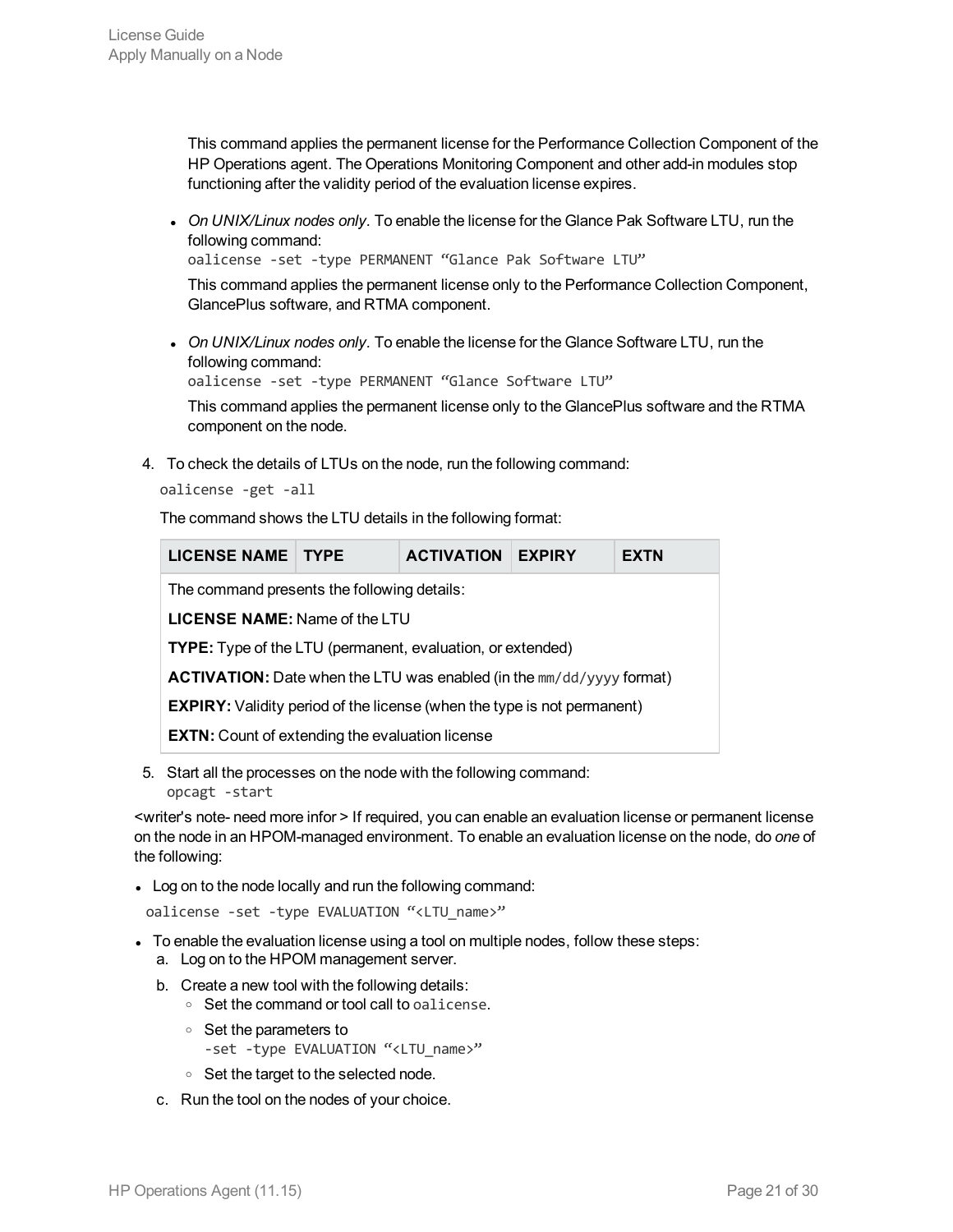This command applies the permanent license for the Performance Collection Component of the HP Operations agent. The Operations Monitoring Component and other add-in modules stop functioning after the validity period of the evaluation license expires.

- *On UNIX/Linux nodes only.* To enable the license for the Glance Pak Software LTU, run the following command:
  `oalicense -set -type PERMANENT “Glance Pak Software LTU”`

  This command applies the permanent license only to the Performance Collection Component, GlancePlus software, and RTMA component.

- *On UNIX/Linux nodes only.* To enable the license for the Glance Software LTU, run the following command:
  `oalicense -set -type PERMANENT “Glance Software LTU”`

  This command applies the permanent license only to the GlancePlus software and the RTMA component on the node.

4. To check the details of LTUs on the node, run the following command:

   ```
   oalicense -get -all
   ```

   The command shows the LTU details in the following format:

   | LICENSE NAME | TYPE | ACTIVATION | EXPIRY | EXTN |
   |---|---|---|---|---|
   | The command presents the following details: | | | | |
   | **LICENSE NAME:** Name of the LTU | | | | |
   | **TYPE:** Type of the LTU (permanent, evaluation, or extended) | | | | |
   | **ACTIVATION:** Date when the LTU was enabled (in the `mm/dd/yyyy` format) | | | | |
   | **EXPIRY:** Validity period of the license (when the type is not permanent) | | | | |
   | **EXTN:** Count of extending the evaluation license | | | | |

5. Start all the processes on the node with the following command:
   `opcagt -start`

<writer's note- need more infor > If required, you can enable an evaluation license or permanent license on the node in an HPOM-managed environment. To enable an evaluation license on the node, do *one* of the following:

- Log on to the node locally and run the following command:

  ```
  oalicense -set -type EVALUATION “<LTU_name>”
  ```

- To enable the evaluation license using a tool on multiple nodes, follow these steps:
  a. Log on to the HPOM management server.
  b. Create a new tool with the following details:
     - Set the command or tool call to `oalicense`.
     - Set the parameters to
       `-set -type EVALUATION “<LTU_name>”`
     - Set the target to the selected node.
  c. Run the tool on the nodes of your choice.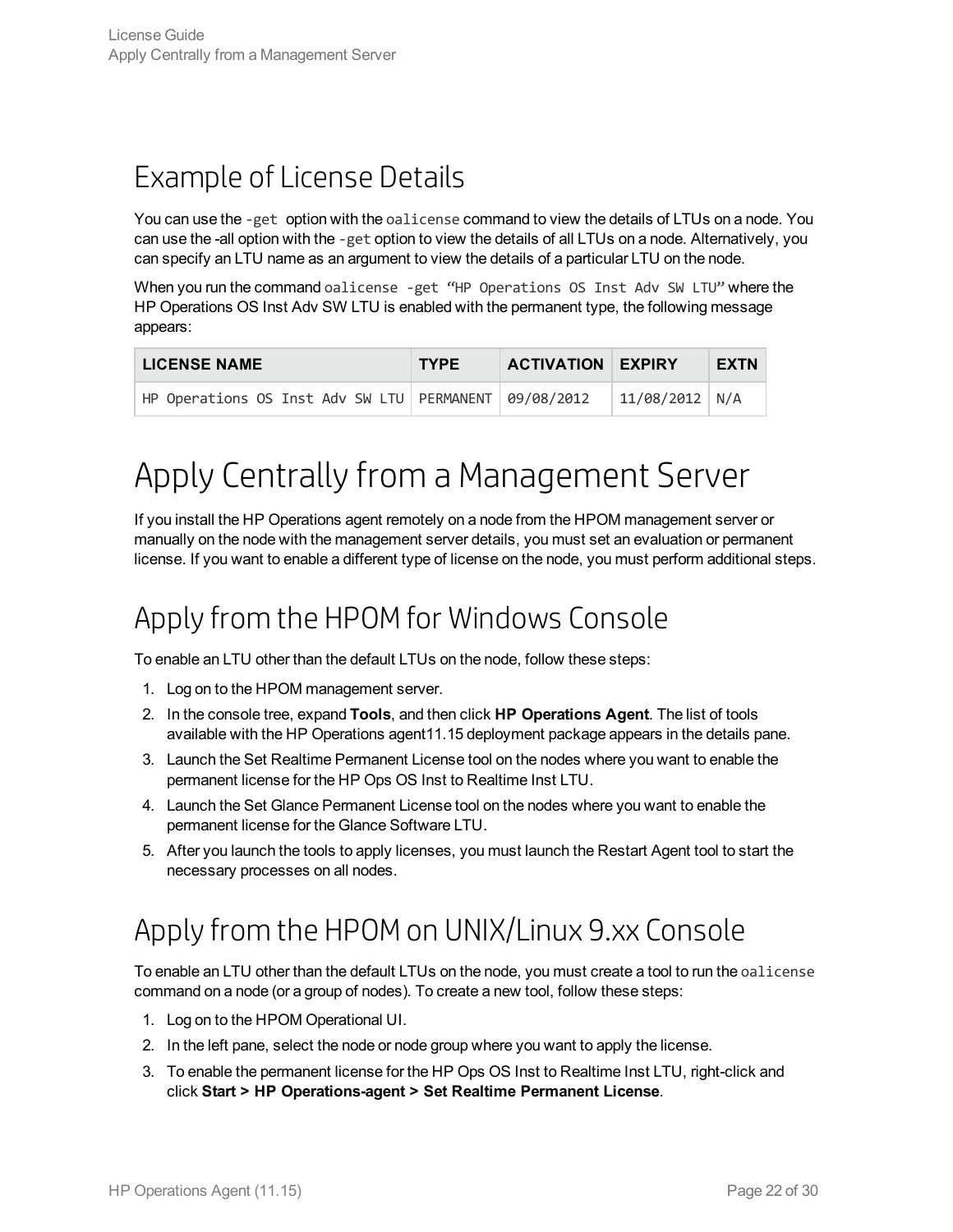## Example of License Details

You can use the `-get` option with the `oalicense` command to view the details of LTUs on a node. You can use the -all option with the `-get` option to view the details of all LTUs on a node. Alternatively, you can specify an LTU name as an argument to view the details of a particular LTU on the node.

When you run the command `oalicense -get "HP Operations OS Inst Adv SW LTU"` where the HP Operations OS Inst Adv SW LTU is enabled with the permanent type, the following message appears:

| LICENSE NAME | TYPE | ACTIVATION | EXPIRY | EXTN |
|---|---|---|---|---|
| HP Operations OS Inst Adv SW LTU | PERMANENT | 09/08/2012 | 11/08/2012 | N/A |

# Apply Centrally from a Management Server

If you install the HP Operations agent remotely on a node from the HPOM management server or manually on the node with the management server details, you must set an evaluation or permanent license. If you want to enable a different type of license on the node, you must perform additional steps.

## Apply from the HPOM for Windows Console

To enable an LTU other than the default LTUs on the node, follow these steps:

1. Log on to the HPOM management server.
2. In the console tree, expand **Tools**, and then click **HP Operations Agent**. The list of tools available with the HP Operations agent11.15 deployment package appears in the details pane.
3. Launch the Set Realtime Permanent License tool on the nodes where you want to enable the permanent license for the HP Ops OS Inst to Realtime Inst LTU.
4. Launch the Set Glance Permanent License tool on the nodes where you want to enable the permanent license for the Glance Software LTU.
5. After you launch the tools to apply licenses, you must launch the Restart Agent tool to start the necessary processes on all nodes.

## Apply from the HPOM on UNIX/Linux 9.xx Console

To enable an LTU other than the default LTUs on the node, you must create a tool to run the `oalicense` command on a node (or a group of nodes). To create a new tool, follow these steps:

1. Log on to the HPOM Operational UI.
2. In the left pane, select the node or node group where you want to apply the license.
3. To enable the permanent license for the HP Ops OS Inst to Realtime Inst LTU, right-click and click **Start > HP Operations-agent > Set Realtime Permanent License**.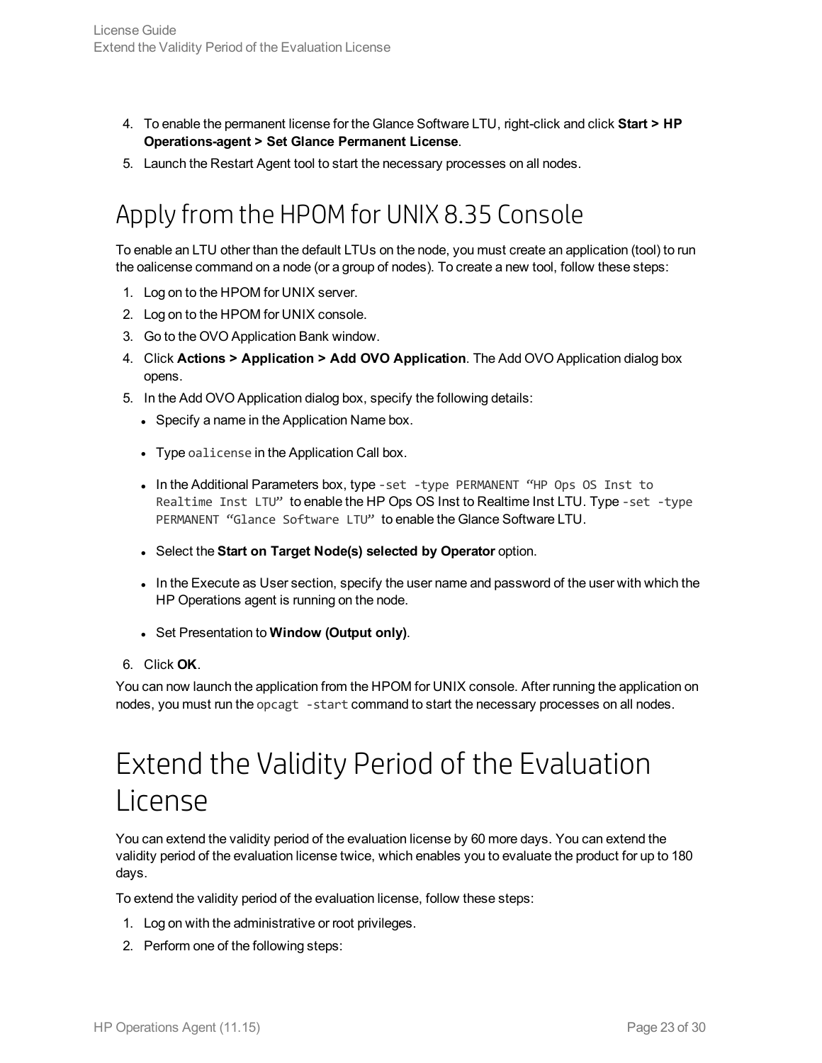4. To enable the permanent license for the Glance Software LTU, right-click and click **Start > HP Operations-agent > Set Glance Permanent License**.
5. Launch the Restart Agent tool to start the necessary processes on all nodes.

## Apply from the HPOM for UNIX 8.35 Console

To enable an LTU other than the default LTUs on the node, you must create an application (tool) to run the oalicense command on a node (or a group of nodes). To create a new tool, follow these steps:

1. Log on to the HPOM for UNIX server.
2. Log on to the HPOM for UNIX console.
3. Go to the OVO Application Bank window.
4. Click **Actions > Application > Add OVO Application**. The Add OVO Application dialog box opens.
5. In the Add OVO Application dialog box, specify the following details:
   - Specify a name in the Application Name box.
   - Type `oalicense` in the Application Call box.
   - In the Additional Parameters box, type `-set -type PERMANENT "HP Ops OS Inst to Realtime Inst LTU"` to enable the HP Ops OS Inst to Realtime Inst LTU. Type `-set -type PERMANENT "Glance Software LTU"` to enable the Glance Software LTU.
   - Select the **Start on Target Node(s) selected by Operator** option.
   - In the Execute as User section, specify the user name and password of the user with which the HP Operations agent is running on the node.
   - Set Presentation to **Window (Output only)**.
6. Click **OK**.

You can now launch the application from the HPOM for UNIX console. After running the application on nodes, you must run the `opcagt -start` command to start the necessary processes on all nodes.

# Extend the Validity Period of the Evaluation License

You can extend the validity period of the evaluation license by 60 more days. You can extend the validity period of the evaluation license twice, which enables you to evaluate the product for up to 180 days.

To extend the validity period of the evaluation license, follow these steps:

1. Log on with the administrative or root privileges.
2. Perform one of the following steps: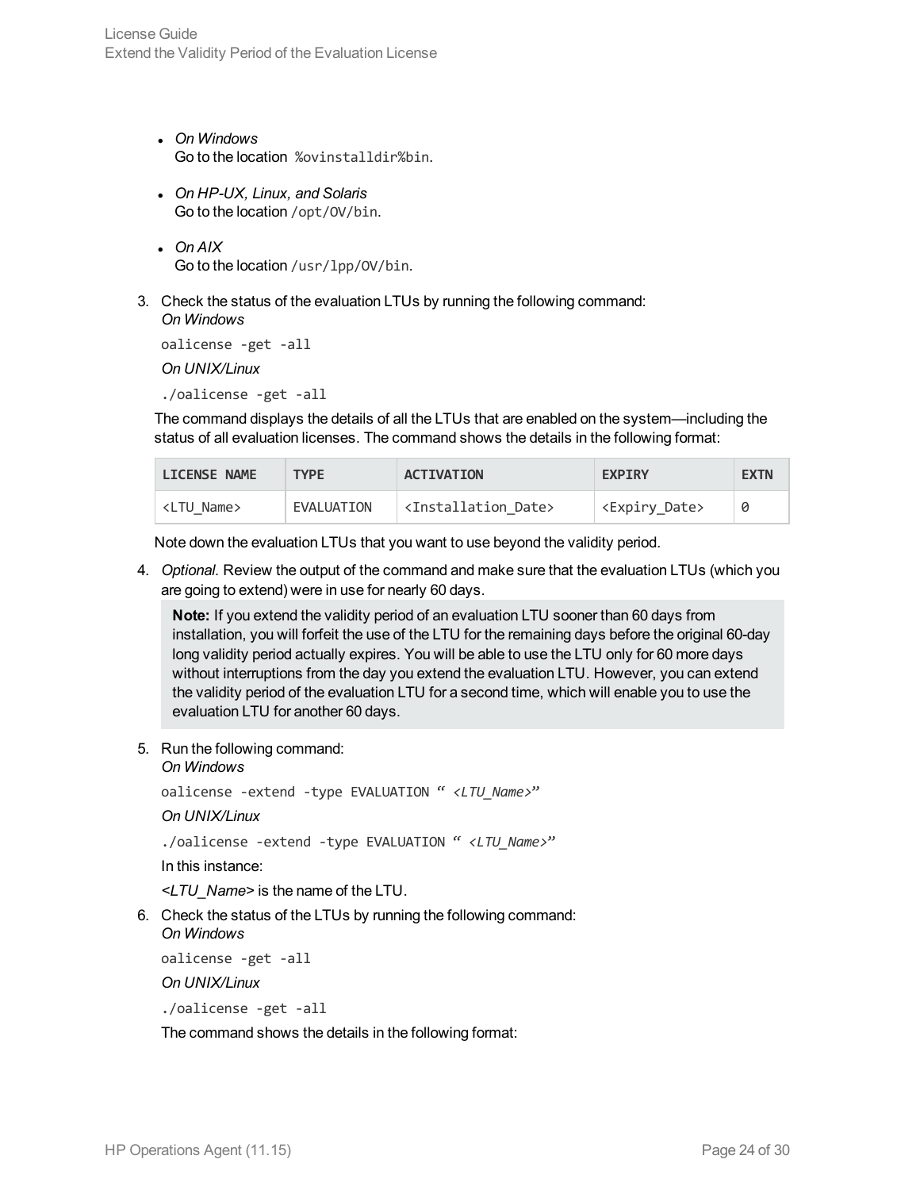- *On Windows*
  Go to the location %ovinstalldir%bin.

- *On HP-UX, Linux, and Solaris*
  Go to the location /opt/OV/bin.

- *On AIX*
  Go to the location /usr/lpp/OV/bin.

3. Check the status of the evaluation LTUs by running the following command:
   *On Windows*

   ```
   oalicense -get -all
   ```

   *On UNIX/Linux*

   ```
   ./oalicense -get -all
   ```

   The command displays the details of all the LTUs that are enabled on the system—including the status of all evaluation licenses. The command shows the details in the following format:

   | LICENSE NAME | TYPE | ACTIVATION | EXPIRY | EXTN |
   |---|---|---|---|---|
   | <LTU_Name> | EVALUATION | <Installation_Date> | <Expiry_Date> | 0 |

   Note down the evaluation LTUs that you want to use beyond the validity period.

4. *Optional.* Review the output of the command and make sure that the evaluation LTUs (which you are going to extend) were in use for nearly 60 days.

   **Note:** If you extend the validity period of an evaluation LTU sooner than 60 days from installation, you will forfeit the use of the LTU for the remaining days before the original 60-day long validity period actually expires. You will be able to use the LTU only for 60 more days without interruptions from the day you extend the evaluation LTU. However, you can extend the validity period of the evaluation LTU for a second time, which will enable you to use the evaluation LTU for another 60 days.

5. Run the following command:
   *On Windows*

   ```
   oalicense -extend -type EVALUATION " <LTU_Name>"
   ```

   *On UNIX/Linux*

   ```
   ./oalicense -extend -type EVALUATION " <LTU_Name>"
   ```

   In this instance:

   *<LTU_Name>* is the name of the LTU.

6. Check the status of the LTUs by running the following command:
   *On Windows*

   ```
   oalicense -get -all
   ```

   *On UNIX/Linux*

   ```
   ./oalicense -get -all
   ```

   The command shows the details in the following format: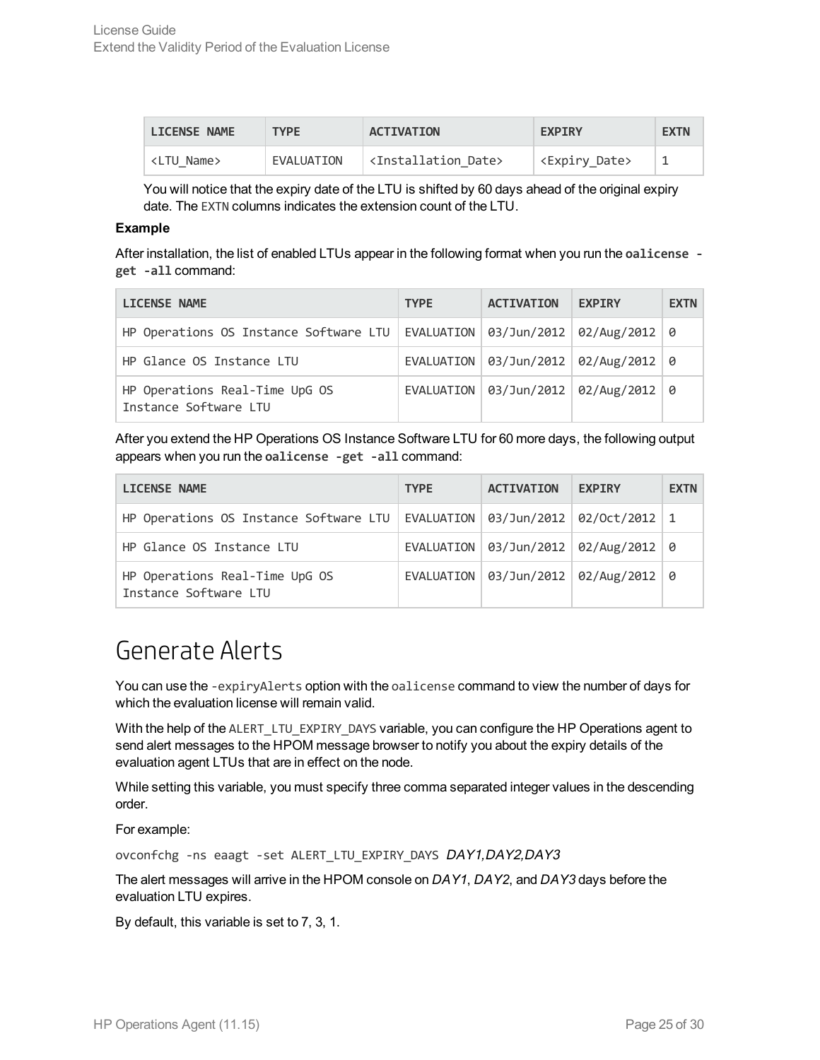| LICENSE NAME | TYPE | ACTIVATION | EXPIRY | EXTN |
|---|---|---|---|---|
| <LTU_Name> | EVALUATION | <Installation_Date> | <Expiry_Date> | 1 |

You will notice that the expiry date of the LTU is shifted by 60 days ahead of the original expiry date. The `EXTN` columns indicates the extension count of the LTU.

**Example**

After installation, the list of enabled LTUs appear in the following format when you run the **`oalicense -get -all`** command:

| LICENSE NAME | TYPE | ACTIVATION | EXPIRY | EXTN |
|---|---|---|---|---|
| HP Operations OS Instance Software LTU | EVALUATION | 03/Jun/2012 | 02/Aug/2012 | 0 |
| HP Glance OS Instance LTU | EVALUATION | 03/Jun/2012 | 02/Aug/2012 | 0 |
| HP Operations Real-Time UpG OS Instance Software LTU | EVALUATION | 03/Jun/2012 | 02/Aug/2012 | 0 |

After you extend the HP Operations OS Instance Software LTU for 60 more days, the following output appears when you run the **`oalicense -get -all`** command:

| LICENSE NAME | TYPE | ACTIVATION | EXPIRY | EXTN |
|---|---|---|---|---|
| HP Operations OS Instance Software LTU | EVALUATION | 03/Jun/2012 | 02/Oct/2012 | 1 |
| HP Glance OS Instance LTU | EVALUATION | 03/Jun/2012 | 02/Aug/2012 | 0 |
| HP Operations Real-Time UpG OS Instance Software LTU | EVALUATION | 03/Jun/2012 | 02/Aug/2012 | 0 |

# Generate Alerts

You can use the `-expiryAlerts` option with the `oalicense` command to view the number of days for which the evaluation license will remain valid.

With the help of the `ALERT_LTU_EXPIRY_DAYS` variable, you can configure the HP Operations agent to send alert messages to the HPOM message browser to notify you about the expiry details of the evaluation agent LTUs that are in effect on the node.

While setting this variable, you must specify three comma separated integer values in the descending order.

For example:

`ovconfchg -ns eaagt -set ALERT_LTU_EXPIRY_DAYS` *DAY1,DAY2,DAY3*

The alert messages will arrive in the HPOM console on *DAY1*, *DAY2*, and *DAY3* days before the evaluation LTU expires.

By default, this variable is set to 7, 3, 1.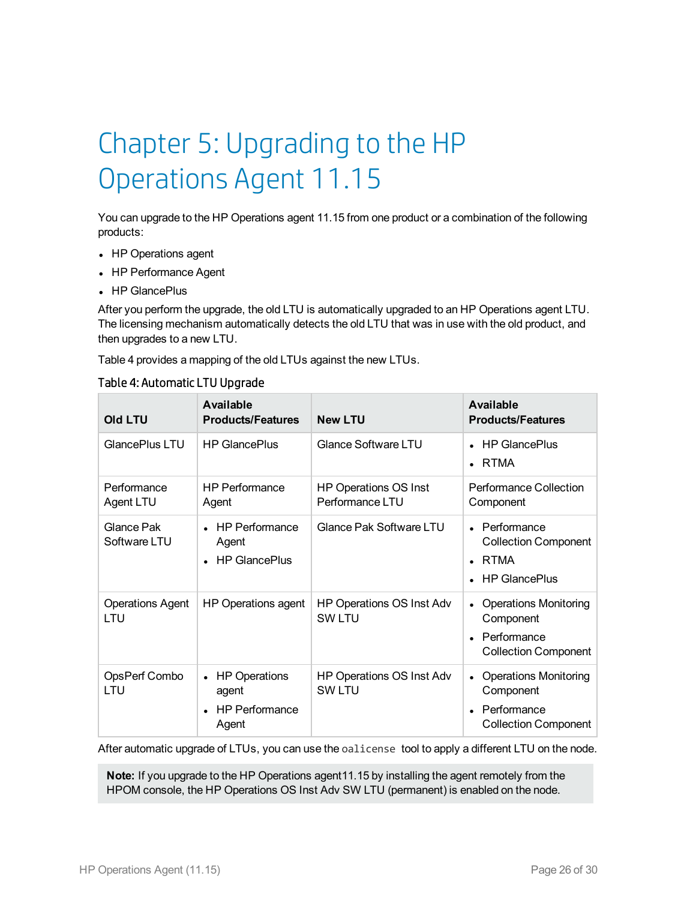# Chapter 5: Upgrading to the HP Operations Agent 11.15

You can upgrade to the HP Operations agent 11.15 from one product or a combination of the following products:

- HP Operations agent
- HP Performance Agent
- HP GlancePlus

After you perform the upgrade, the old LTU is automatically upgraded to an HP Operations agent LTU. The licensing mechanism automatically detects the old LTU that was in use with the old product, and then upgrades to a new LTU.

Table 4 provides a mapping of the old LTUs against the new LTUs.

Table 4: Automatic LTU Upgrade

| Old LTU | Available Products/Features | New LTU | Available Products/Features |
|---|---|---|---|
| GlancePlus LTU | HP GlancePlus | Glance Software LTU | • HP GlancePlus<br>• RTMA |
| Performance Agent LTU | HP Performance Agent | HP Operations OS Inst Performance LTU | Performance Collection Component |
| Glance Pak Software LTU | • HP Performance Agent<br>• HP GlancePlus | Glance Pak Software LTU | • Performance Collection Component<br>• RTMA<br>• HP GlancePlus |
| Operations Agent LTU | HP Operations agent | HP Operations OS Inst Adv SW LTU | • Operations Monitoring Component<br>• Performance Collection Component |
| OpsPerf Combo LTU | • HP Operations agent<br>• HP Performance Agent | HP Operations OS Inst Adv SW LTU | • Operations Monitoring Component<br>• Performance Collection Component |

After automatic upgrade of LTUs, you can use the `oalicense` tool to apply a different LTU on the node.

> **Note:** If you upgrade to the HP Operations agent11.15 by installing the agent remotely from the HPOM console, the HP Operations OS Inst Adv SW LTU (permanent) is enabled on the node.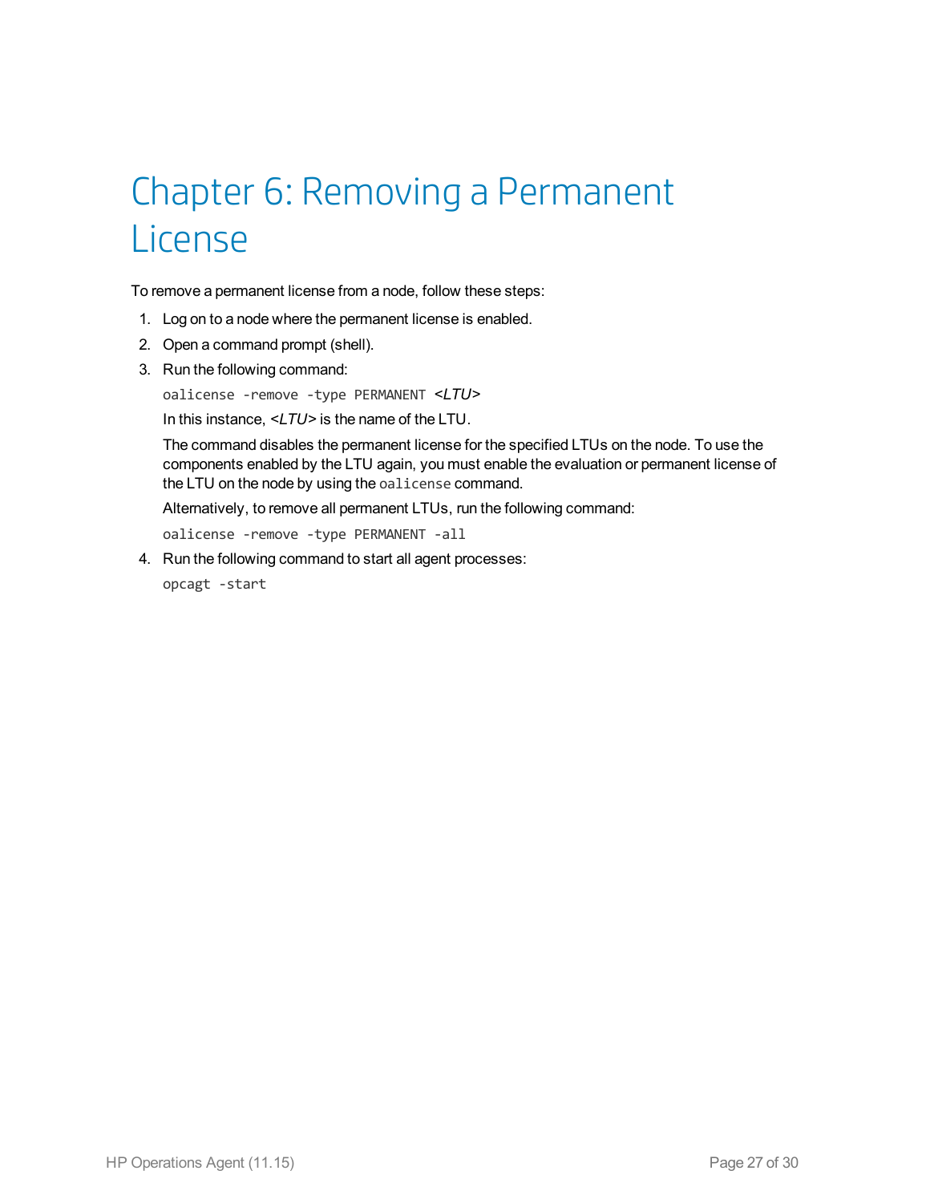# Chapter 6: Removing a Permanent License

To remove a permanent license from a node, follow these steps:

1. Log on to a node where the permanent license is enabled.
2. Open a command prompt (shell).
3. Run the following command:

   `oalicense -remove -type PERMANENT <LTU>`

   In this instance, *<LTU>* is the name of the LTU.

   The command disables the permanent license for the specified LTUs on the node. To use the components enabled by the LTU again, you must enable the evaluation or permanent license of the LTU on the node by using the `oalicense` command.

   Alternatively, to remove all permanent LTUs, run the following command:

   `oalicense -remove -type PERMANENT -all`

4. Run the following command to start all agent processes:

   `opcagt -start`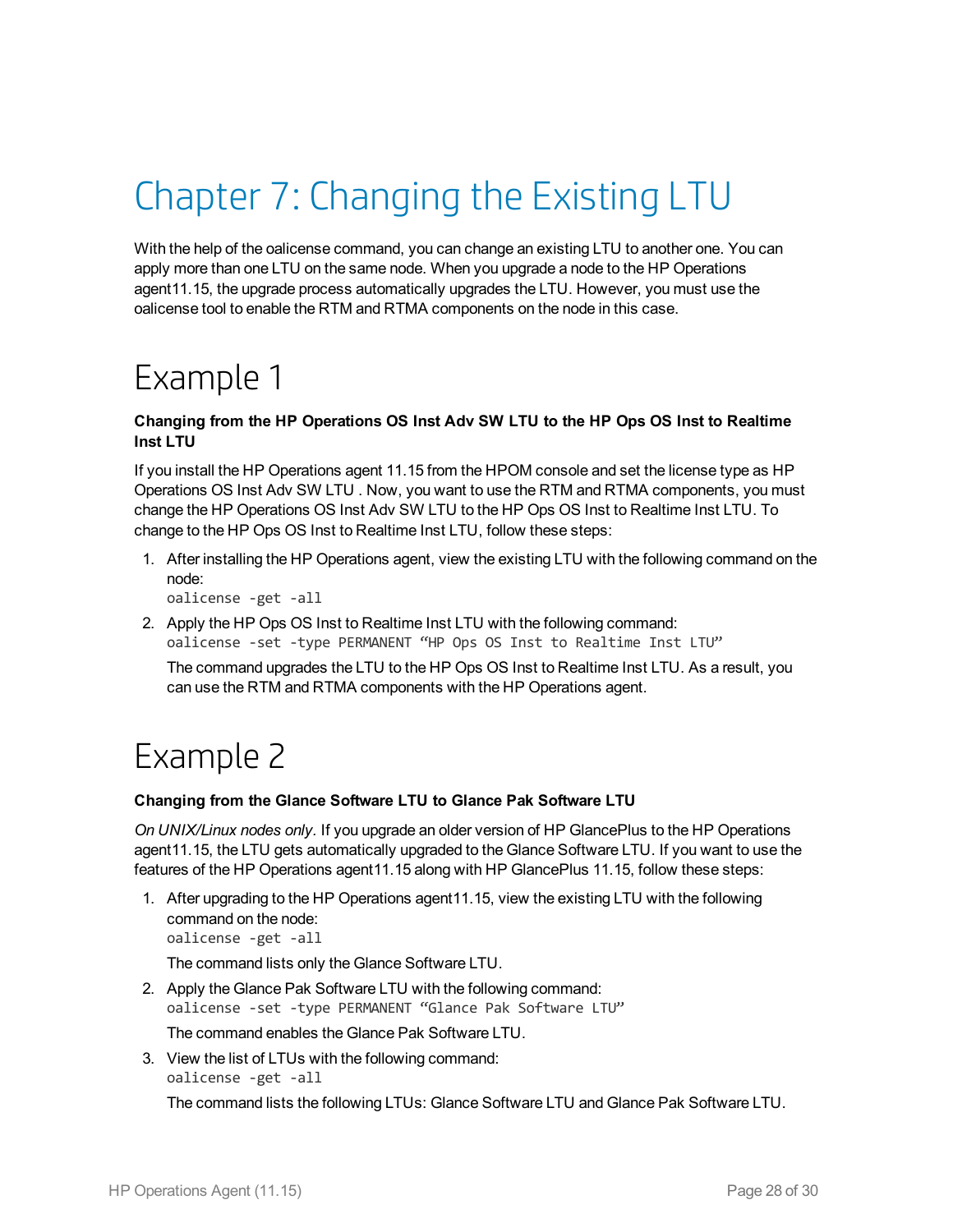# Chapter 7: Changing the Existing LTU

With the help of the oalicense command, you can change an existing LTU to another one. You can apply more than one LTU on the same node. When you upgrade a node to the HP Operations agent11.15, the upgrade process automatically upgrades the LTU. However, you must use the oalicense tool to enable the RTM and RTMA components on the node in this case.

## Example 1

**Changing from the HP Operations OS Inst Adv SW LTU to the HP Ops OS Inst to Realtime Inst LTU**

If you install the HP Operations agent 11.15 from the HPOM console and set the license type as HP Operations OS Inst Adv SW LTU . Now, you want to use the RTM and RTMA components, you must change the HP Operations OS Inst Adv SW LTU to the HP Ops OS Inst to Realtime Inst LTU. To change to the HP Ops OS Inst to Realtime Inst LTU, follow these steps:

1. After installing the HP Operations agent, view the existing LTU with the following command on the node:
   ```
   oalicense -get -all
   ```
2. Apply the HP Ops OS Inst to Realtime Inst LTU with the following command:
   ```
   oalicense -set -type PERMANENT “HP Ops OS Inst to Realtime Inst LTU”
   ```
   The command upgrades the LTU to the HP Ops OS Inst to Realtime Inst LTU. As a result, you can use the RTM and RTMA components with the HP Operations agent.

## Example 2

**Changing from the Glance Software LTU to Glance Pak Software LTU**

*On UNIX/Linux nodes only*. If you upgrade an older version of HP GlancePlus to the HP Operations agent11.15, the LTU gets automatically upgraded to the Glance Software LTU. If you want to use the features of the HP Operations agent11.15 along with HP GlancePlus 11.15, follow these steps:

1. After upgrading to the HP Operations agent11.15, view the existing LTU with the following command on the node:
   ```
   oalicense -get -all
   ```
   The command lists only the Glance Software LTU.
2. Apply the Glance Pak Software LTU with the following command:
   ```
   oalicense -set -type PERMANENT “Glance Pak Software LTU”
   ```
   The command enables the Glance Pak Software LTU.
3. View the list of LTUs with the following command:
   ```
   oalicense -get -all
   ```
   The command lists the following LTUs: Glance Software LTU and Glance Pak Software LTU.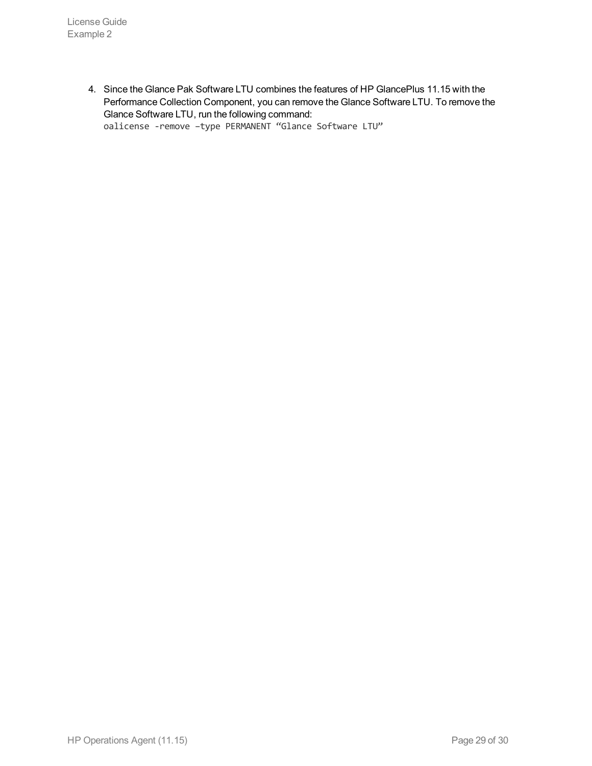4. Since the Glance Pak Software LTU combines the features of HP GlancePlus 11.15 with the Performance Collection Component, you can remove the Glance Software LTU. To remove the Glance Software LTU, run the following command:
   ```
   oalicense -remove –type PERMANENT “Glance Software LTU”
   ```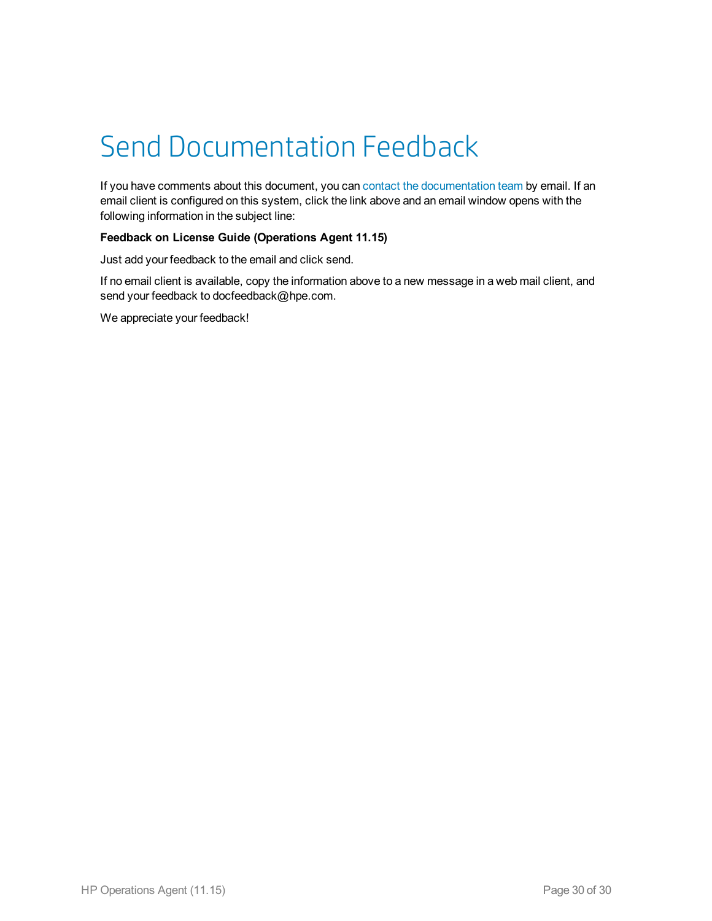# Send Documentation Feedback

If you have comments about this document, you can contact the documentation team by email. If an email client is configured on this system, click the link above and an email window opens with the following information in the subject line:

**Feedback on License Guide (Operations Agent 11.15)**

Just add your feedback to the email and click send.

If no email client is available, copy the information above to a new message in a web mail client, and send your feedback to docfeedback@hpe.com.

We appreciate your feedback!